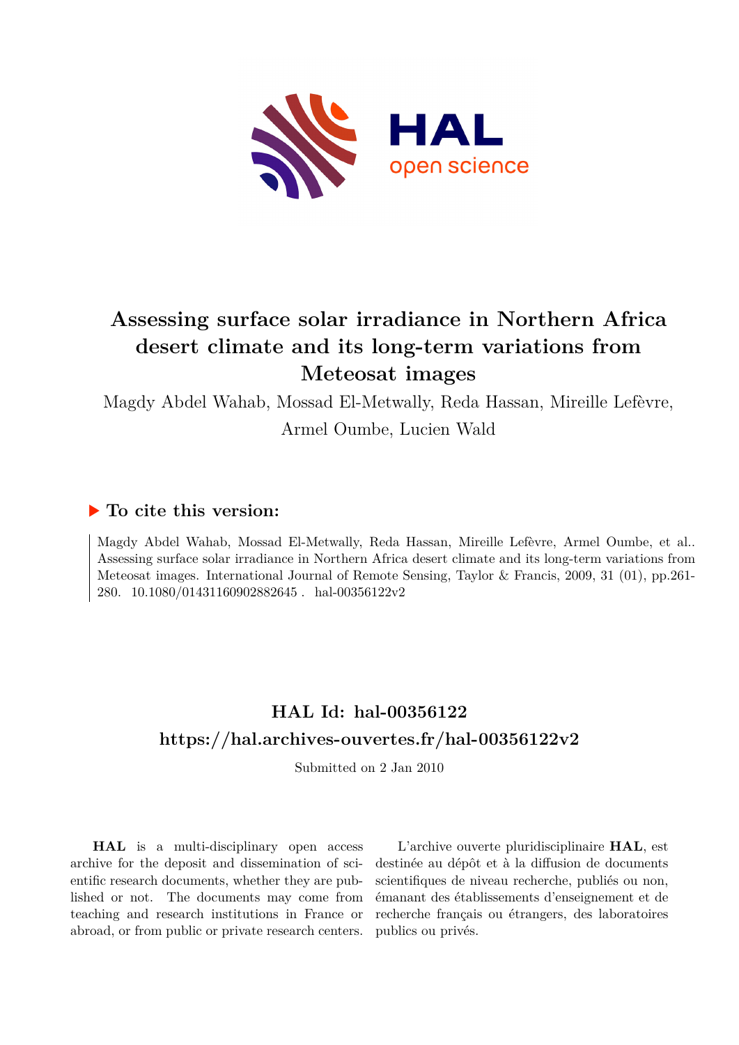# Assessing surface solar irradiance in Northern Africa desert climate and its long-term variations from Meteosat images

Magdy Abdel Wahab, Mossad El-Metwally, Reda Hassan, Mireille Lefèvre, Armel Oumbe, Lucien Wald

## ▶ To cite this version:

Magdy Abdel Wahab, Mossad El-Metwally, Reda Hassan, Mireille Lefèvre, Armel Oumbe, et al.. Assessing surface solar irradiance in Northern Africa desert climate and its long-term variations from Meteosat images. International Journal of Remote Sensing, Taylor & Francis, 2009, 31 (01), pp.261-280. 10.1080/01431160902882645 . hal-00356122v2

## HAL Id: hal-00356122
## https://hal.archives-ouvertes.fr/hal-00356122v2

Submitted on 2 Jan 2010

**HAL** is a multi-disciplinary open access archive for the deposit and dissemination of scientific research documents, whether they are published or not. The documents may come from teaching and research institutions in France or abroad, or from public or private research centers.

L'archive ouverte pluridisciplinaire **HAL**, est destinée au dépôt et à la diffusion de documents scientifiques de niveau recherche, publiés ou non, émanant des établissements d'enseignement et de recherche français ou étrangers, des laboratoires publics ou privés.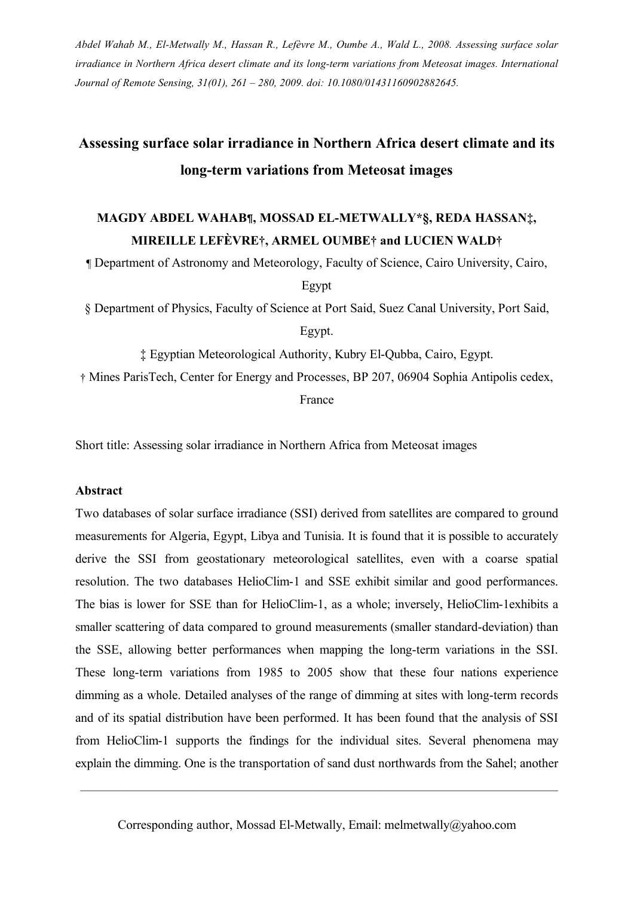*Abdel Wahab M., El-Metwally M., Hassan R., Lefèvre M., Oumbe A., Wald L., 2008. Assessing surface solar irradiance in Northern Africa desert climate and its long-term variations from Meteosat images. International Journal of Remote Sensing, 31(01), 261 – 280, 2009. doi: 10.1080/01431160902882645.*

# Assessing surface solar irradiance in Northern Africa desert climate and its long-term variations from Meteosat images

**MAGDY ABDEL WAHAB¶, MOSSAD EL-METWALLY*§, REDA HASSAN‡, MIREILLE LEFÈVRE†, ARMEL OUMBE† and LUCIEN WALD†**

¶ Department of Astronomy and Meteorology, Faculty of Science, Cairo University, Cairo, Egypt

§ Department of Physics, Faculty of Science at Port Said, Suez Canal University, Port Said, Egypt.

‡ Egyptian Meteorological Authority, Kubry El-Qubba, Cairo, Egypt.

† Mines ParisTech, Center for Energy and Processes, BP 207, 06904 Sophia Antipolis cedex, France

Short title: Assessing solar irradiance in Northern Africa from Meteosat images

**Abstract**

Two databases of solar surface irradiance (SSI) derived from satellites are compared to ground measurements for Algeria, Egypt, Libya and Tunisia. It is found that it is possible to accurately derive the SSI from geostationary meteorological satellites, even with a coarse spatial resolution. The two databases HelioClim-1 and SSE exhibit similar and good performances. The bias is lower for SSE than for HelioClim-1, as a whole; inversely, HelioClim-1exhibits a smaller scattering of data compared to ground measurements (smaller standard-deviation) than the SSE, allowing better performances when mapping the long-term variations in the SSI. These long-term variations from 1985 to 2005 show that these four nations experience dimming as a whole. Detailed analyses of the range of dimming at sites with long-term records and of its spatial distribution have been performed. It has been found that the analysis of SSI from HelioClim-1 supports the findings for the individual sites. Several phenomena may explain the dimming. One is the transportation of sand dust northwards from the Sahel; another

Corresponding author, Mossad El-Metwally, Email: melmetwally@yahoo.com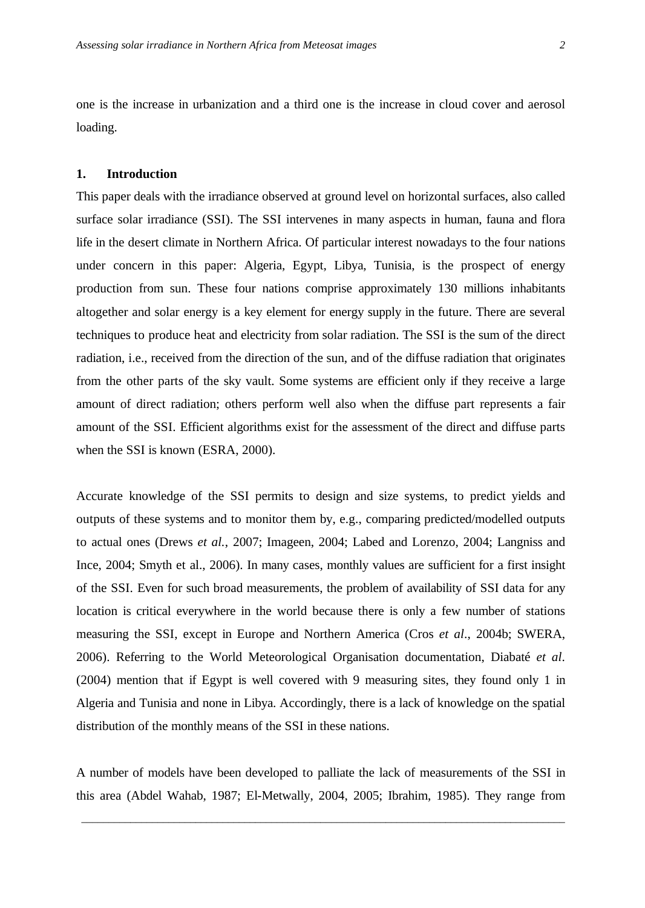one is the increase in urbanization and a third one is the increase in cloud cover and aerosol loading.

## 1. Introduction

This paper deals with the irradiance observed at ground level on horizontal surfaces, also called surface solar irradiance (SSI). The SSI intervenes in many aspects in human, fauna and flora life in the desert climate in Northern Africa. Of particular interest nowadays to the four nations under concern in this paper: Algeria, Egypt, Libya, Tunisia, is the prospect of energy production from sun. These four nations comprise approximately 130 millions inhabitants altogether and solar energy is a key element for energy supply in the future. There are several techniques to produce heat and electricity from solar radiation. The SSI is the sum of the direct radiation, i.e., received from the direction of the sun, and of the diffuse radiation that originates from the other parts of the sky vault. Some systems are efficient only if they receive a large amount of direct radiation; others perform well also when the diffuse part represents a fair amount of the SSI. Efficient algorithms exist for the assessment of the direct and diffuse parts when the SSI is known (ESRA, 2000).

Accurate knowledge of the SSI permits to design and size systems, to predict yields and outputs of these systems and to monitor them by, e.g., comparing predicted/modelled outputs to actual ones (Drews *et al.*, 2007; Imageen, 2004; Labed and Lorenzo, 2004; Langniss and Ince, 2004; Smyth et al., 2006). In many cases, monthly values are sufficient for a first insight of the SSI. Even for such broad measurements, the problem of availability of SSI data for any location is critical everywhere in the world because there is only a few number of stations measuring the SSI, except in Europe and Northern America (Cros *et al*., 2004b; SWERA, 2006). Referring to the World Meteorological Organisation documentation, Diabaté *et al*. (2004) mention that if Egypt is well covered with 9 measuring sites, they found only 1 in Algeria and Tunisia and none in Libya. Accordingly, there is a lack of knowledge on the spatial distribution of the monthly means of the SSI in these nations.

A number of models have been developed to palliate the lack of measurements of the SSI in this area (Abdel Wahab, 1987; El-Metwally, 2004, 2005; Ibrahim, 1985). They range from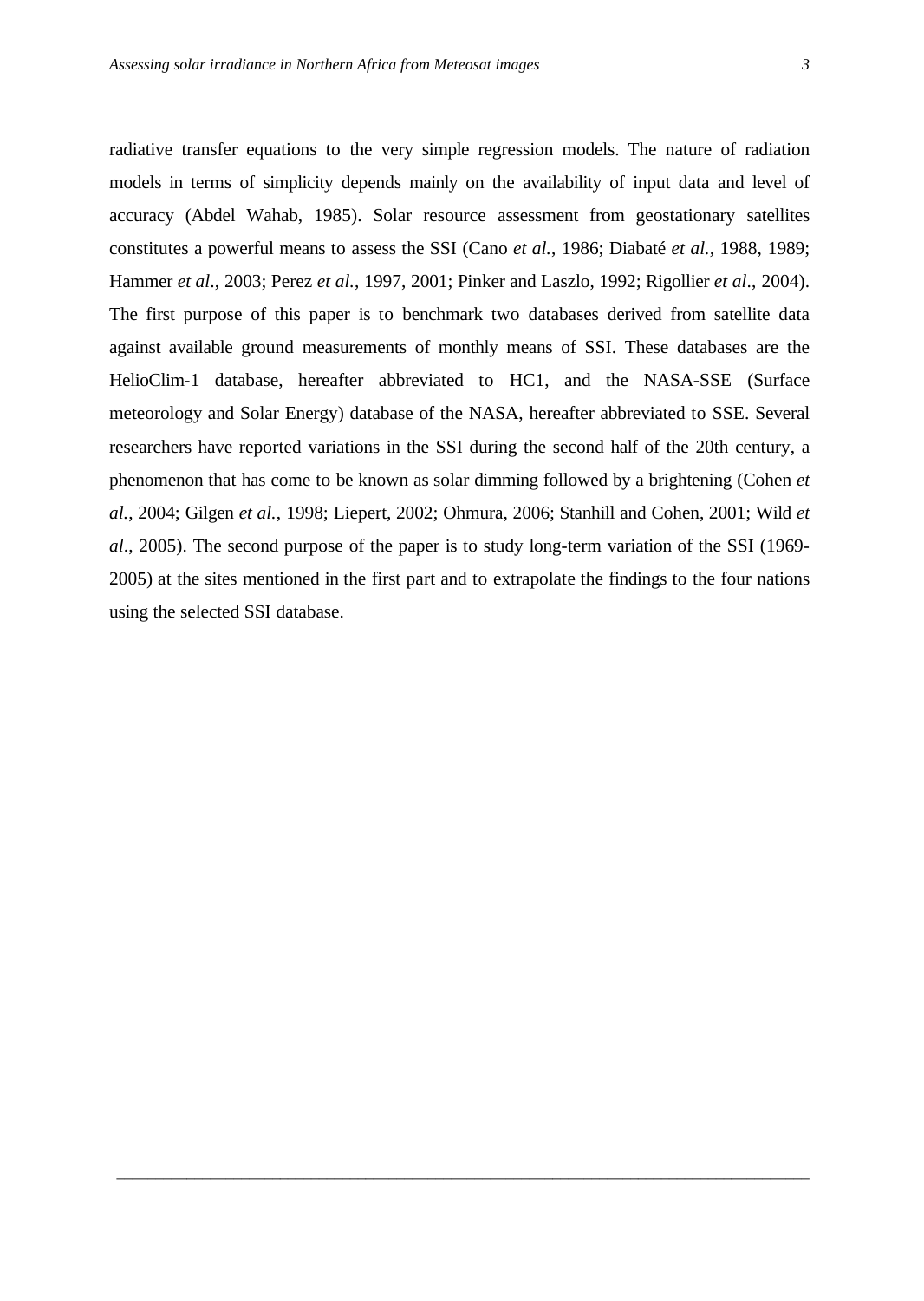radiative transfer equations to the very simple regression models. The nature of radiation models in terms of simplicity depends mainly on the availability of input data and level of accuracy (Abdel Wahab, 1985). Solar resource assessment from geostationary satellites constitutes a powerful means to assess the SSI (Cano *et al.*, 1986; Diabaté *et al.*, 1988, 1989; Hammer *et al*., 2003; Perez *et al.*, 1997, 2001; Pinker and Laszlo, 1992; Rigollier *et al*., 2004). The first purpose of this paper is to benchmark two databases derived from satellite data against available ground measurements of monthly means of SSI. These databases are the HelioClim-1 database, hereafter abbreviated to HC1, and the NASA-SSE (Surface meteorology and Solar Energy) database of the NASA, hereafter abbreviated to SSE. Several researchers have reported variations in the SSI during the second half of the 20th century, a phenomenon that has come to be known as solar dimming followed by a brightening (Cohen *et al.*, 2004; Gilgen *et al.*, 1998; Liepert, 2002; Ohmura, 2006; Stanhill and Cohen, 2001; Wild *et al*., 2005). The second purpose of the paper is to study long-term variation of the SSI (1969-2005) at the sites mentioned in the first part and to extrapolate the findings to the four nations using the selected SSI database.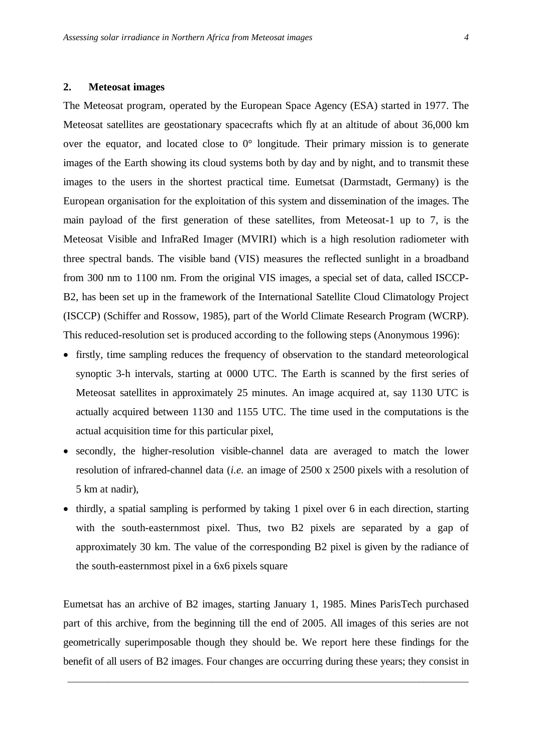## 2. Meteosat images

The Meteosat program, operated by the European Space Agency (ESA) started in 1977. The Meteosat satellites are geostationary spacecrafts which fly at an altitude of about 36,000 km over the equator, and located close to 0° longitude. Their primary mission is to generate images of the Earth showing its cloud systems both by day and by night, and to transmit these images to the users in the shortest practical time. Eumetsat (Darmstadt, Germany) is the European organisation for the exploitation of this system and dissemination of the images. The main payload of the first generation of these satellites, from Meteosat-1 up to 7, is the Meteosat Visible and InfraRed Imager (MVIRI) which is a high resolution radiometer with three spectral bands. The visible band (VIS) measures the reflected sunlight in a broadband from 300 nm to 1100 nm. From the original VIS images, a special set of data, called ISCCP-B2, has been set up in the framework of the International Satellite Cloud Climatology Project (ISCCP) (Schiffer and Rossow, 1985), part of the World Climate Research Program (WCRP). This reduced-resolution set is produced according to the following steps (Anonymous 1996):

- firstly, time sampling reduces the frequency of observation to the standard meteorological synoptic 3-h intervals, starting at 0000 UTC. The Earth is scanned by the first series of Meteosat satellites in approximately 25 minutes. An image acquired at, say 1130 UTC is actually acquired between 1130 and 1155 UTC. The time used in the computations is the actual acquisition time for this particular pixel,
- secondly, the higher-resolution visible-channel data are averaged to match the lower resolution of infrared-channel data (*i.e.* an image of 2500 x 2500 pixels with a resolution of 5 km at nadir),
- thirdly, a spatial sampling is performed by taking 1 pixel over 6 in each direction, starting with the south-easternmost pixel. Thus, two B2 pixels are separated by a gap of approximately 30 km. The value of the corresponding B2 pixel is given by the radiance of the south-easternmost pixel in a 6x6 pixels square

Eumetsat has an archive of B2 images, starting January 1, 1985. Mines ParisTech purchased part of this archive, from the beginning till the end of 2005. All images of this series are not geometrically superimposable though they should be. We report here these findings for the benefit of all users of B2 images. Four changes are occurring during these years; they consist in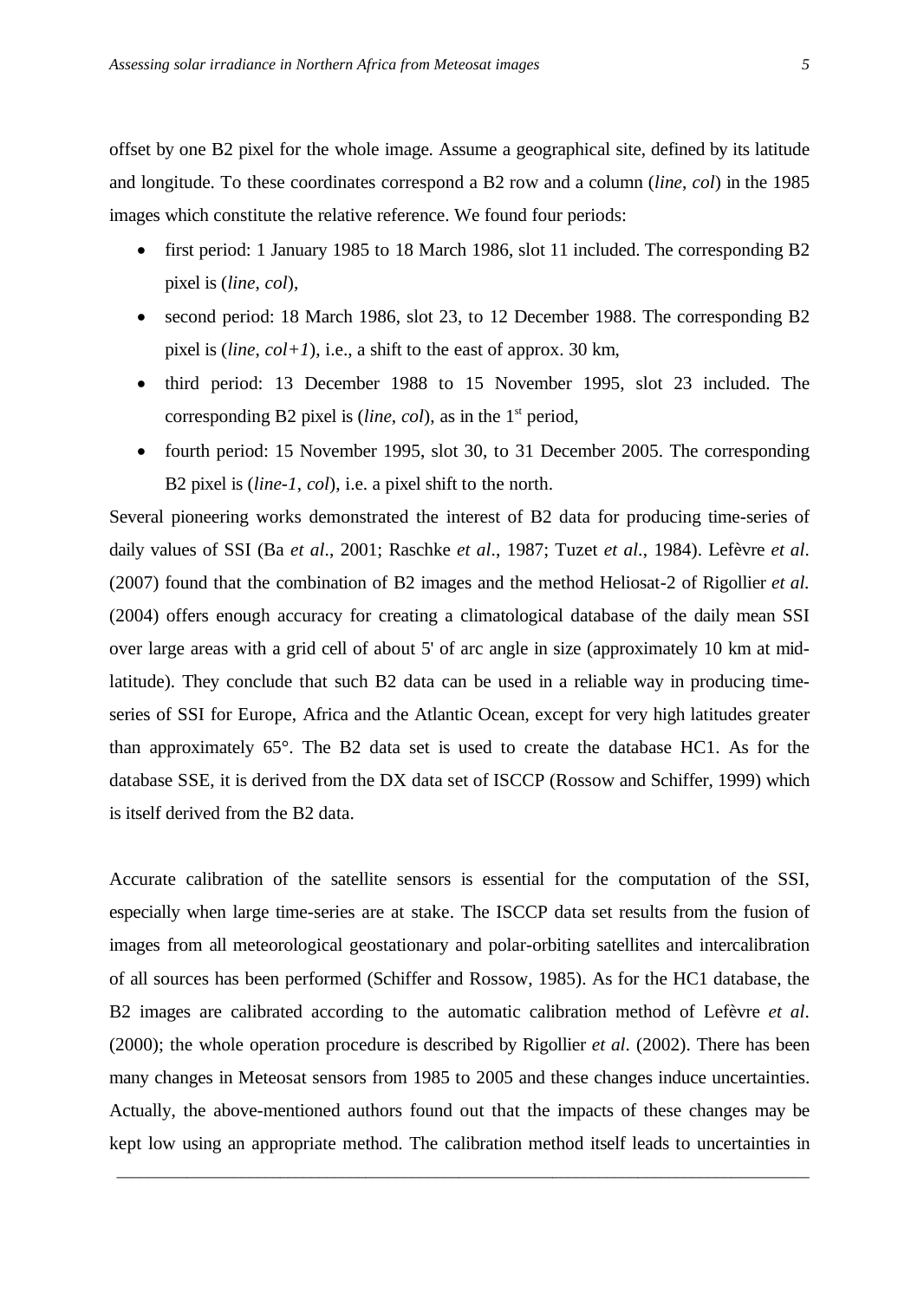offset by one B2 pixel for the whole image. Assume a geographical site, defined by its latitude and longitude. To these coordinates correspond a B2 row and a column (*line*, *col*) in the 1985 images which constitute the relative reference. We found four periods:

- first period: 1 January 1985 to 18 March 1986, slot 11 included. The corresponding B2 pixel is (*line*, *col*),
- second period: 18 March 1986, slot 23, to 12 December 1988. The corresponding B2 pixel is (*line*, *col+1*), i.e., a shift to the east of approx. 30 km,
- third period: 13 December 1988 to 15 November 1995, slot 23 included. The corresponding B2 pixel is (*line*, *col*), as in the 1st period,
- fourth period: 15 November 1995, slot 30, to 31 December 2005. The corresponding B2 pixel is (*line-1*, *col*), i.e. a pixel shift to the north.

Several pioneering works demonstrated the interest of B2 data for producing time-series of daily values of SSI (Ba *et al*., 2001; Raschke *et al*., 1987; Tuzet *et al*., 1984). Lefèvre *et al*. (2007) found that the combination of B2 images and the method Heliosat-2 of Rigollier *et al.* (2004) offers enough accuracy for creating a climatological database of the daily mean SSI over large areas with a grid cell of about 5' of arc angle in size (approximately 10 km at mid-latitude). They conclude that such B2 data can be used in a reliable way in producing time-series of SSI for Europe, Africa and the Atlantic Ocean, except for very high latitudes greater than approximately 65°. The B2 data set is used to create the database HC1. As for the database SSE, it is derived from the DX data set of ISCCP (Rossow and Schiffer, 1999) which is itself derived from the B2 data.

Accurate calibration of the satellite sensors is essential for the computation of the SSI, especially when large time-series are at stake. The ISCCP data set results from the fusion of images from all meteorological geostationary and polar-orbiting satellites and intercalibration of all sources has been performed (Schiffer and Rossow, 1985). As for the HC1 database, the B2 images are calibrated according to the automatic calibration method of Lefèvre *et al*. (2000); the whole operation procedure is described by Rigollier *et al*. (2002). There has been many changes in Meteosat sensors from 1985 to 2005 and these changes induce uncertainties. Actually, the above-mentioned authors found out that the impacts of these changes may be kept low using an appropriate method. The calibration method itself leads to uncertainties in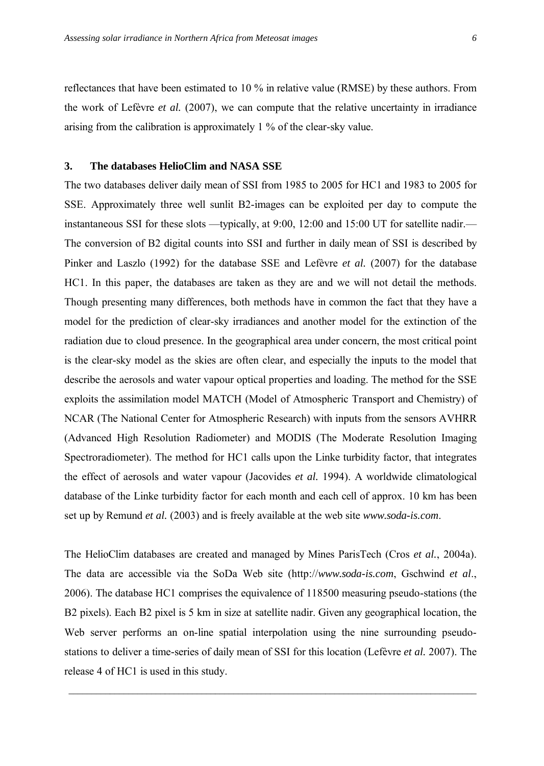reflectances that have been estimated to 10 % in relative value (RMSE) by these authors. From the work of Lefèvre *et al.* (2007), we can compute that the relative uncertainty in irradiance arising from the calibration is approximately 1 % of the clear-sky value.

## 3. The databases HelioClim and NASA SSE

The two databases deliver daily mean of SSI from 1985 to 2005 for HC1 and 1983 to 2005 for SSE. Approximately three well sunlit B2-images can be exploited per day to compute the instantaneous SSI for these slots —typically, at 9:00, 12:00 and 15:00 UT for satellite nadir.— The conversion of B2 digital counts into SSI and further in daily mean of SSI is described by Pinker and Laszlo (1992) for the database SSE and Lefèvre *et al.* (2007) for the database HC1. In this paper, the databases are taken as they are and we will not detail the methods. Though presenting many differences, both methods have in common the fact that they have a model for the prediction of clear-sky irradiances and another model for the extinction of the radiation due to cloud presence. In the geographical area under concern, the most critical point is the clear-sky model as the skies are often clear, and especially the inputs to the model that describe the aerosols and water vapour optical properties and loading. The method for the SSE exploits the assimilation model MATCH (Model of Atmospheric Transport and Chemistry) of NCAR (The National Center for Atmospheric Research) with inputs from the sensors AVHRR (Advanced High Resolution Radiometer) and MODIS (The Moderate Resolution Imaging Spectroradiometer). The method for HC1 calls upon the Linke turbidity factor, that integrates the effect of aerosols and water vapour (Jacovides *et al.* 1994). A worldwide climatological database of the Linke turbidity factor for each month and each cell of approx. 10 km has been set up by Remund *et al.* (2003) and is freely available at the web site *www.soda-is.com*.

The HelioClim databases are created and managed by Mines ParisTech (Cros *et al.*, 2004a). The data are accessible via the SoDa Web site (http://*www.soda-is.com*, Gschwind *et al*., 2006). The database HC1 comprises the equivalence of 118500 measuring pseudo-stations (the B2 pixels). Each B2 pixel is 5 km in size at satellite nadir. Given any geographical location, the Web server performs an on-line spatial interpolation using the nine surrounding pseudo-stations to deliver a time-series of daily mean of SSI for this location (Lefèvre *et al.* 2007). The release 4 of HC1 is used in this study.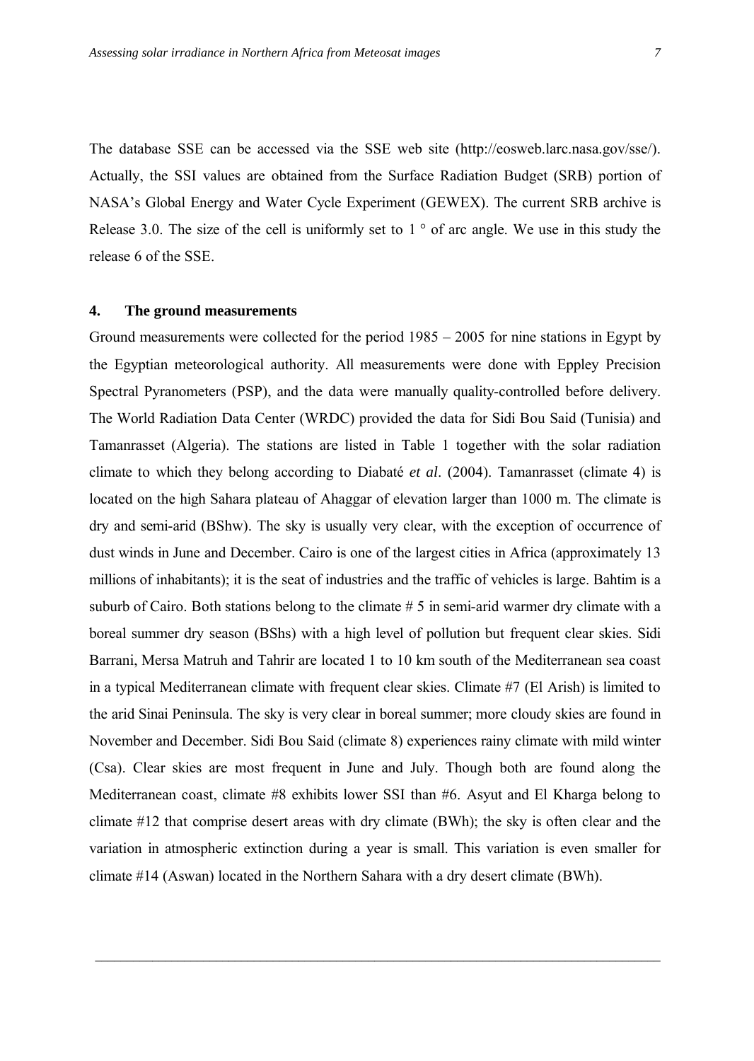The database SSE can be accessed via the SSE web site (http://eosweb.larc.nasa.gov/sse/). Actually, the SSI values are obtained from the Surface Radiation Budget (SRB) portion of NASA's Global Energy and Water Cycle Experiment (GEWEX). The current SRB archive is Release 3.0. The size of the cell is uniformly set to 1 ° of arc angle. We use in this study the release 6 of the SSE.

## 4. The ground measurements

Ground measurements were collected for the period 1985 – 2005 for nine stations in Egypt by the Egyptian meteorological authority. All measurements were done with Eppley Precision Spectral Pyranometers (PSP), and the data were manually quality-controlled before delivery. The World Radiation Data Center (WRDC) provided the data for Sidi Bou Said (Tunisia) and Tamanrasset (Algeria). The stations are listed in Table 1 together with the solar radiation climate to which they belong according to Diabaté *et al*. (2004). Tamanrasset (climate 4) is located on the high Sahara plateau of Ahaggar of elevation larger than 1000 m. The climate is dry and semi-arid (BShw). The sky is usually very clear, with the exception of occurrence of dust winds in June and December. Cairo is one of the largest cities in Africa (approximately 13 millions of inhabitants); it is the seat of industries and the traffic of vehicles is large. Bahtim is a suburb of Cairo. Both stations belong to the climate # 5 in semi-arid warmer dry climate with a boreal summer dry season (BShs) with a high level of pollution but frequent clear skies. Sidi Barrani, Mersa Matruh and Tahrir are located 1 to 10 km south of the Mediterranean sea coast in a typical Mediterranean climate with frequent clear skies. Climate #7 (El Arish) is limited to the arid Sinai Peninsula. The sky is very clear in boreal summer; more cloudy skies are found in November and December. Sidi Bou Said (climate 8) experiences rainy climate with mild winter (Csa). Clear skies are most frequent in June and July. Though both are found along the Mediterranean coast, climate #8 exhibits lower SSI than #6. Asyut and El Kharga belong to climate #12 that comprise desert areas with dry climate (BWh); the sky is often clear and the variation in atmospheric extinction during a year is small. This variation is even smaller for climate #14 (Aswan) located in the Northern Sahara with a dry desert climate (BWh).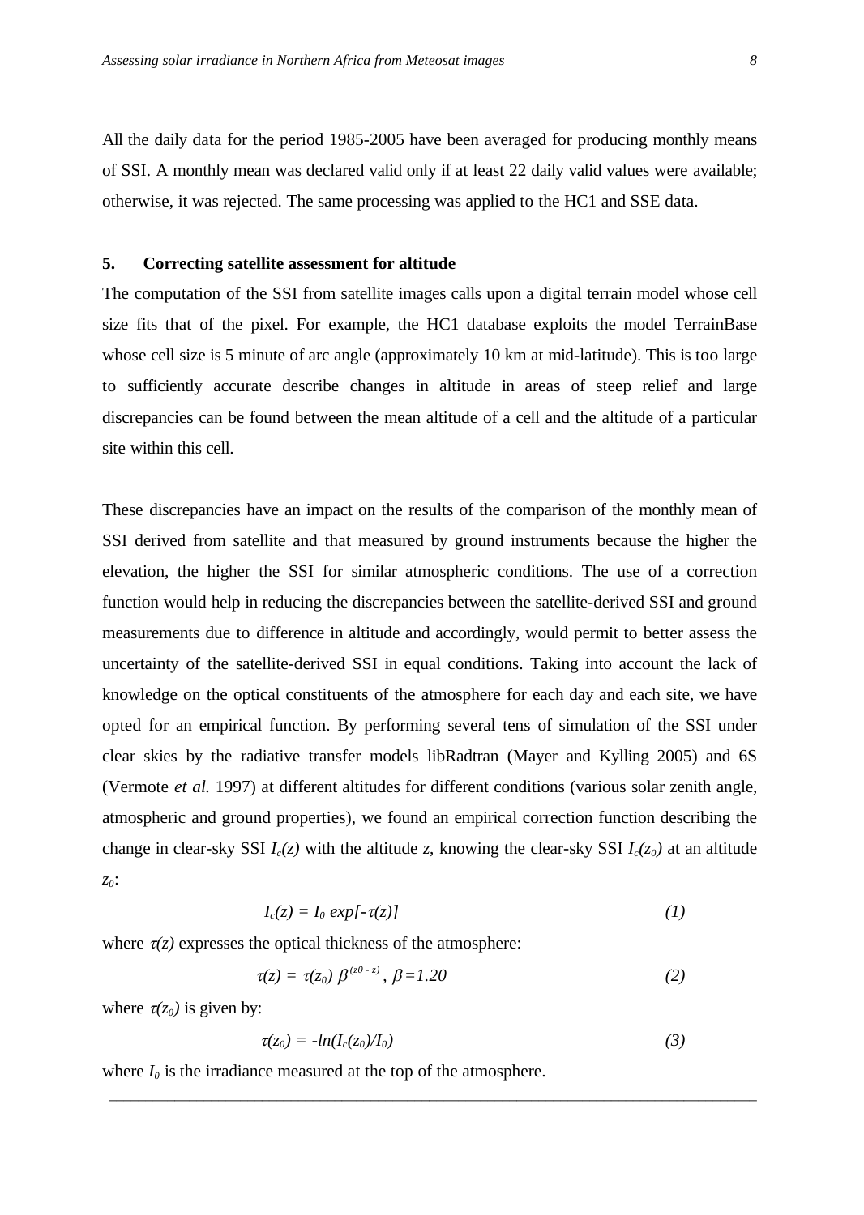All the daily data for the period 1985-2005 have been averaged for producing monthly means of SSI. A monthly mean was declared valid only if at least 22 daily valid values were available; otherwise, it was rejected. The same processing was applied to the HC1 and SSE data.

## 5. Correcting satellite assessment for altitude

The computation of the SSI from satellite images calls upon a digital terrain model whose cell size fits that of the pixel. For example, the HC1 database exploits the model TerrainBase whose cell size is 5 minute of arc angle (approximately 10 km at mid-latitude). This is too large to sufficiently accurate describe changes in altitude in areas of steep relief and large discrepancies can be found between the mean altitude of a cell and the altitude of a particular site within this cell.

These discrepancies have an impact on the results of the comparison of the monthly mean of SSI derived from satellite and that measured by ground instruments because the higher the elevation, the higher the SSI for similar atmospheric conditions. The use of a correction function would help in reducing the discrepancies between the satellite-derived SSI and ground measurements due to difference in altitude and accordingly, would permit to better assess the uncertainty of the satellite-derived SSI in equal conditions. Taking into account the lack of knowledge on the optical constituents of the atmosphere for each day and each site, we have opted for an empirical function. By performing several tens of simulation of the SSI under clear skies by the radiative transfer models libRadtran (Mayer and Kylling 2005) and 6S (Vermote *et al.* 1997) at different altitudes for different conditions (various solar zenith angle, atmospheric and ground properties), we found an empirical correction function describing the change in clear-sky SSI $I_c(z)$ with the altitude $z$, knowing the clear-sky SSI $I_c(z_0)$ at an altitude $z_0$:

$$I_c(z) = I_0 \exp[-\tau(z)] \tag{1}$$

where $\tau(z)$ expresses the optical thickness of the atmosphere:

$$\tau(z) = \tau(z_0)\, \beta^{(z0 - z)},\ \beta = 1.20 \tag{2}$$

where $\tau(z_0)$ is given by:

$$\tau(z_0) = -\ln(I_c(z_0)/I_0) \tag{3}$$

where $I_0$ is the irradiance measured at the top of the atmosphere.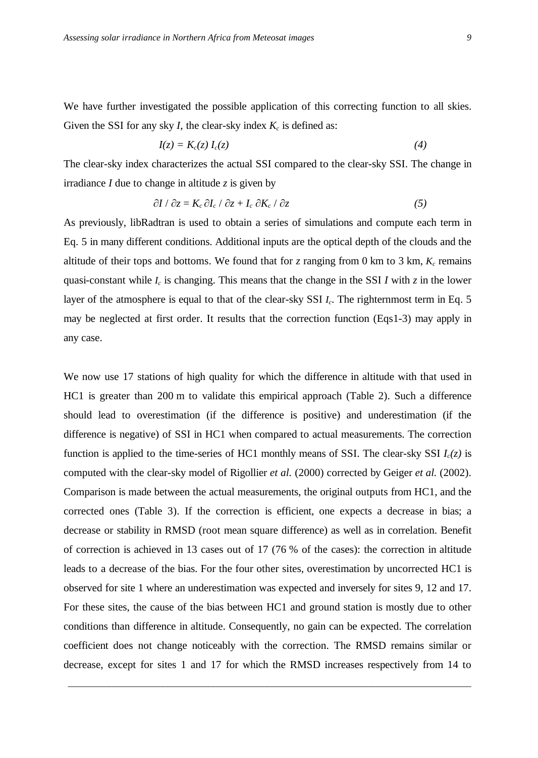We have further investigated the possible application of this correcting function to all skies. Given the SSI for any sky $I$, the clear-sky index $K_c$ is defined as:

$$I(z) = K_c(z)\, I_c(z) \qquad (4)$$

The clear-sky index characterizes the actual SSI compared to the clear-sky SSI. The change in irradiance $I$ due to change in altitude $z$ is given by

$$\partial I / \partial z = K_c\, \partial I_c / \partial z + I_c\, \partial K_c / \partial z \qquad (5)$$

As previously, libRadtran is used to obtain a series of simulations and compute each term in Eq. 5 in many different conditions. Additional inputs are the optical depth of the clouds and the altitude of their tops and bottoms. We found that for $z$ ranging from 0 km to 3 km, $K_c$ remains quasi-constant while $I_c$ is changing. This means that the change in the SSI $I$ with $z$ in the lower layer of the atmosphere is equal to that of the clear-sky SSI $I_c$. The righternmost term in Eq. 5 may be neglected at first order. It results that the correction function (Eqs1-3) may apply in any case.

We now use 17 stations of high quality for which the difference in altitude with that used in HC1 is greater than 200 m to validate this empirical approach (Table 2). Such a difference should lead to overestimation (if the difference is positive) and underestimation (if the difference is negative) of SSI in HC1 when compared to actual measurements. The correction function is applied to the time-series of HC1 monthly means of SSI. The clear-sky SSI $I_c(z)$ is computed with the clear-sky model of Rigollier *et al.* (2000) corrected by Geiger *et al.* (2002). Comparison is made between the actual measurements, the original outputs from HC1, and the corrected ones (Table 3). If the correction is efficient, one expects a decrease in bias; a decrease or stability in RMSD (root mean square difference) as well as in correlation. Benefit of correction is achieved in 13 cases out of 17 (76 % of the cases): the correction in altitude leads to a decrease of the bias. For the four other sites, overestimation by uncorrected HC1 is observed for site 1 where an underestimation was expected and inversely for sites 9, 12 and 17. For these sites, the cause of the bias between HC1 and ground station is mostly due to other conditions than difference in altitude. Consequently, no gain can be expected. The correlation coefficient does not change noticeably with the correction. The RMSD remains similar or decrease, except for sites 1 and 17 for which the RMSD increases respectively from 14 to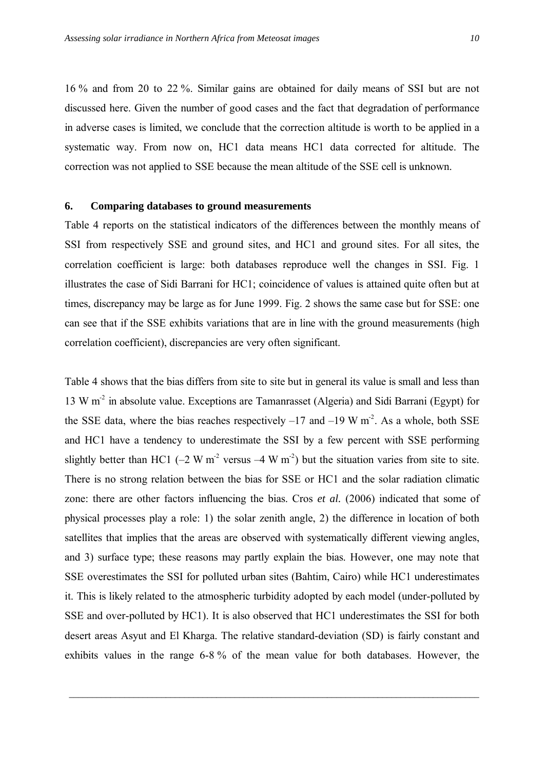16 % and from 20 to 22 %. Similar gains are obtained for daily means of SSI but are not discussed here. Given the number of good cases and the fact that degradation of performance in adverse cases is limited, we conclude that the correction altitude is worth to be applied in a systematic way. From now on, HC1 data means HC1 data corrected for altitude. The correction was not applied to SSE because the mean altitude of the SSE cell is unknown.

## 6. Comparing databases to ground measurements

Table 4 reports on the statistical indicators of the differences between the monthly means of SSI from respectively SSE and ground sites, and HC1 and ground sites. For all sites, the correlation coefficient is large: both databases reproduce well the changes in SSI. Fig. 1 illustrates the case of Sidi Barrani for HC1; coincidence of values is attained quite often but at times, discrepancy may be large as for June 1999. Fig. 2 shows the same case but for SSE: one can see that if the SSE exhibits variations that are in line with the ground measurements (high correlation coefficient), discrepancies are very often significant.

Table 4 shows that the bias differs from site to site but in general its value is small and less than 13 W $m^{-2}$ in absolute value. Exceptions are Tamanrasset (Algeria) and Sidi Barrani (Egypt) for the SSE data, where the bias reaches respectively –17 and –19 W $m^{-2}$. As a whole, both SSE and HC1 have a tendency to underestimate the SSI by a few percent with SSE performing slightly better than HC1 (–2 W $m^{-2}$ versus –4 W $m^{-2}$) but the situation varies from site to site. There is no strong relation between the bias for SSE or HC1 and the solar radiation climatic zone: there are other factors influencing the bias. Cros *et al.* (2006) indicated that some of physical processes play a role: 1) the solar zenith angle, 2) the difference in location of both satellites that implies that the areas are observed with systematically different viewing angles, and 3) surface type; these reasons may partly explain the bias. However, one may note that SSE overestimates the SSI for polluted urban sites (Bahtim, Cairo) while HC1 underestimates it. This is likely related to the atmospheric turbidity adopted by each model (under-polluted by SSE and over-polluted by HC1). It is also observed that HC1 underestimates the SSI for both desert areas Asyut and El Kharga. The relative standard-deviation (SD) is fairly constant and exhibits values in the range 6-8 % of the mean value for both databases. However, the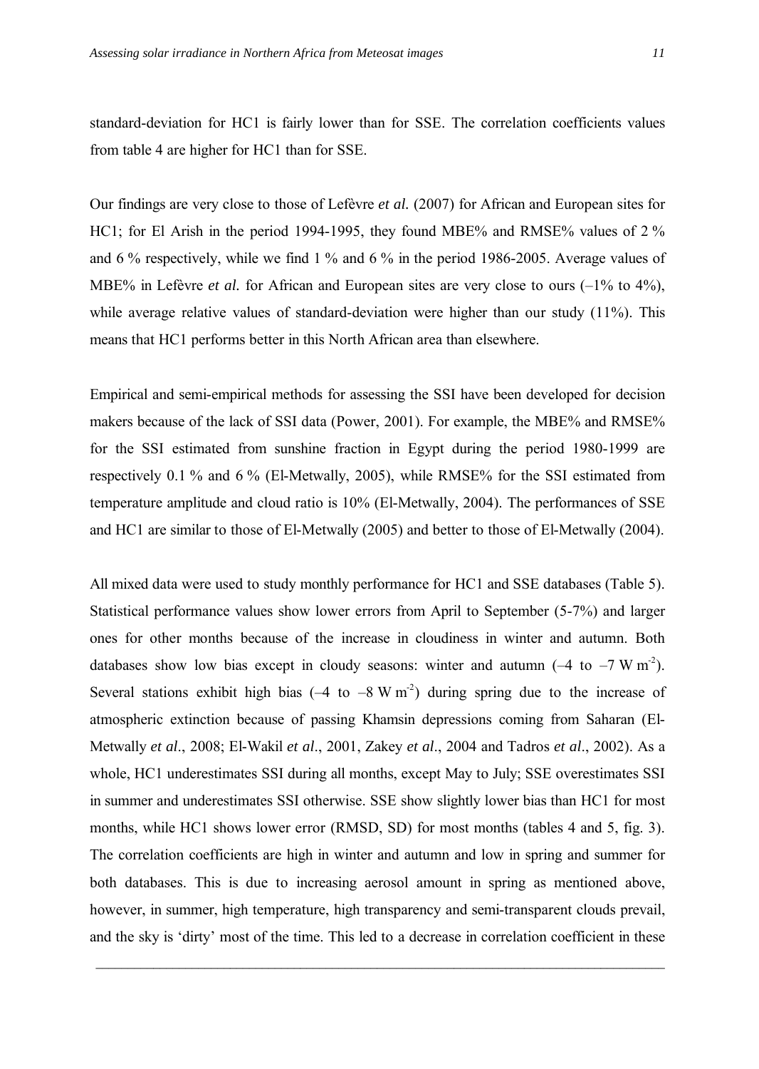standard-deviation for HC1 is fairly lower than for SSE. The correlation coefficients values from table 4 are higher for HC1 than for SSE.

Our findings are very close to those of Lefèvre *et al.* (2007) for African and European sites for HC1; for El Arish in the period 1994-1995, they found MBE% and RMSE% values of 2 % and 6 % respectively, while we find 1 % and 6 % in the period 1986-2005. Average values of MBE% in Lefèvre *et al.* for African and European sites are very close to ours (–1% to 4%), while average relative values of standard-deviation were higher than our study (11%). This means that HC1 performs better in this North African area than elsewhere.

Empirical and semi-empirical methods for assessing the SSI have been developed for decision makers because of the lack of SSI data (Power, 2001). For example, the MBE% and RMSE% for the SSI estimated from sunshine fraction in Egypt during the period 1980-1999 are respectively 0.1 % and 6 % (El-Metwally, 2005), while RMSE% for the SSI estimated from temperature amplitude and cloud ratio is 10% (El-Metwally, 2004). The performances of SSE and HC1 are similar to those of El-Metwally (2005) and better to those of El-Metwally (2004).

All mixed data were used to study monthly performance for HC1 and SSE databases (Table 5). Statistical performance values show lower errors from April to September (5-7%) and larger ones for other months because of the increase in cloudiness in winter and autumn. Both databases show low bias except in cloudy seasons: winter and autumn (–4 to –7 W m$^{-2}$). Several stations exhibit high bias (–4 to –8 W m$^{-2}$) during spring due to the increase of atmospheric extinction because of passing Khamsin depressions coming from Saharan (El-Metwally *et al*., 2008; El-Wakil *et al*., 2001, Zakey *et al*., 2004 and Tadros *et al*., 2002). As a whole, HC1 underestimates SSI during all months, except May to July; SSE overestimates SSI in summer and underestimates SSI otherwise. SSE show slightly lower bias than HC1 for most months, while HC1 shows lower error (RMSD, SD) for most months (tables 4 and 5, fig. 3). The correlation coefficients are high in winter and autumn and low in spring and summer for both databases. This is due to increasing aerosol amount in spring as mentioned above, however, in summer, high temperature, high transparency and semi-transparent clouds prevail, and the sky is 'dirty' most of the time. This led to a decrease in correlation coefficient in these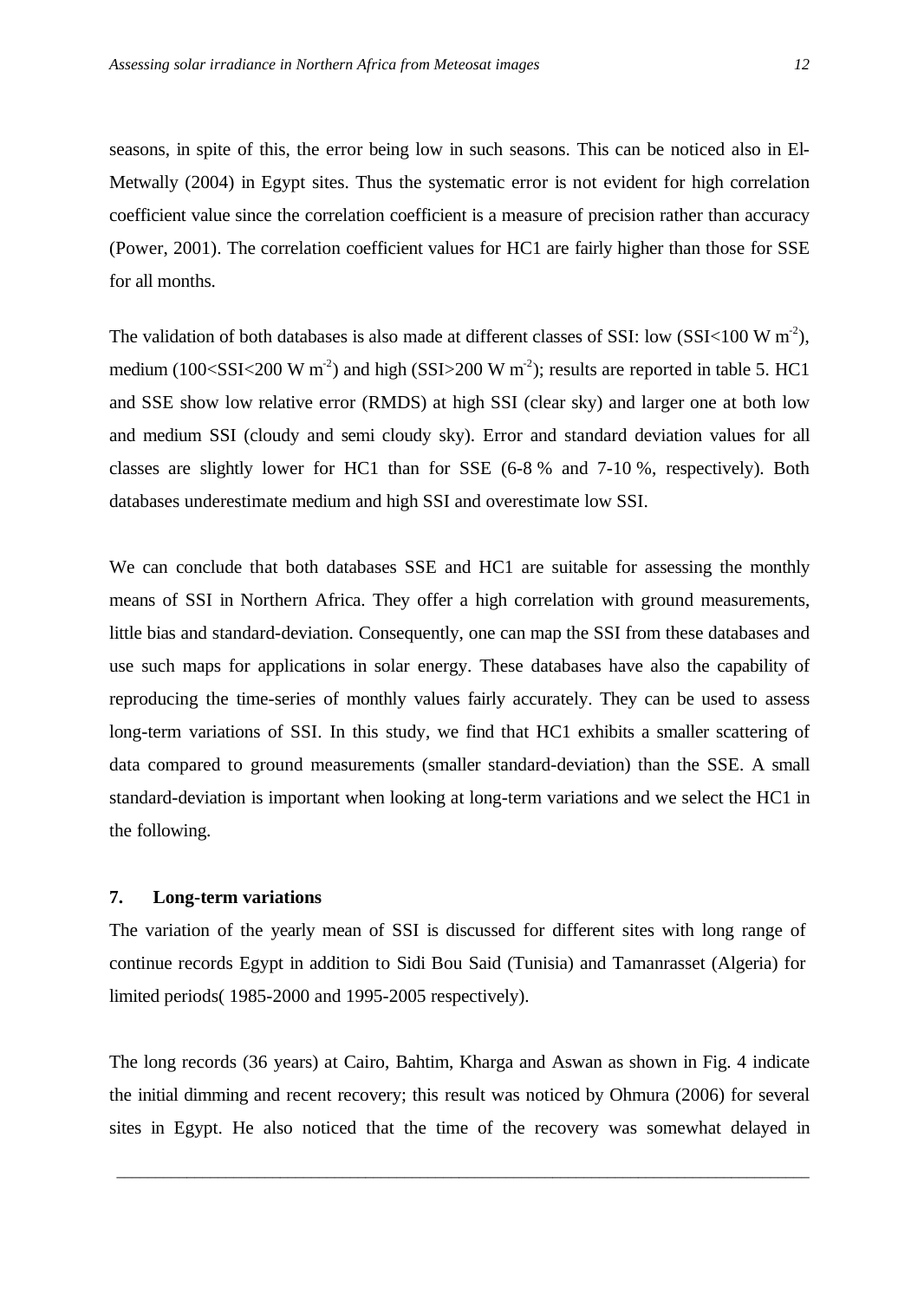seasons, in spite of this, the error being low in such seasons. This can be noticed also in El-Metwally (2004) in Egypt sites. Thus the systematic error is not evident for high correlation coefficient value since the correlation coefficient is a measure of precision rather than accuracy (Power, 2001). The correlation coefficient values for HC1 are fairly higher than those for SSE for all months.

The validation of both databases is also made at different classes of SSI: low (SSI<100 W m$^{-2}$), medium (100<SSI<200 W m$^{-2}$) and high (SSI>200 W m$^{-2}$); results are reported in table 5. HC1 and SSE show low relative error (RMDS) at high SSI (clear sky) and larger one at both low and medium SSI (cloudy and semi cloudy sky). Error and standard deviation values for all classes are slightly lower for HC1 than for SSE (6-8 % and 7-10 %, respectively). Both databases underestimate medium and high SSI and overestimate low SSI.

We can conclude that both databases SSE and HC1 are suitable for assessing the monthly means of SSI in Northern Africa. They offer a high correlation with ground measurements, little bias and standard-deviation. Consequently, one can map the SSI from these databases and use such maps for applications in solar energy. These databases have also the capability of reproducing the time-series of monthly values fairly accurately. They can be used to assess long-term variations of SSI. In this study, we find that HC1 exhibits a smaller scattering of data compared to ground measurements (smaller standard-deviation) than the SSE. A small standard-deviation is important when looking at long-term variations and we select the HC1 in the following.

## 7. Long-term variations

The variation of the yearly mean of SSI is discussed for different sites with long range of continue records Egypt in addition to Sidi Bou Said (Tunisia) and Tamanrasset (Algeria) for limited periods( 1985-2000 and 1995-2005 respectively).

The long records (36 years) at Cairo, Bahtim, Kharga and Aswan as shown in Fig. 4 indicate the initial dimming and recent recovery; this result was noticed by Ohmura (2006) for several sites in Egypt. He also noticed that the time of the recovery was somewhat delayed in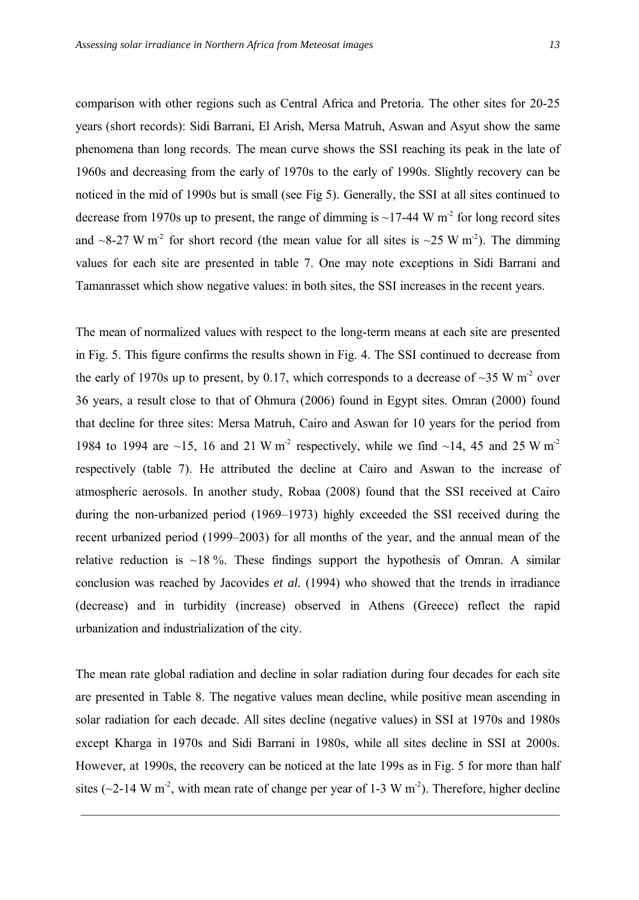comparison with other regions such as Central Africa and Pretoria. The other sites for 20-25 years (short records): Sidi Barrani, El Arish, Mersa Matruh, Aswan and Asyut show the same phenomena than long records. The mean curve shows the SSI reaching its peak in the late of 1960s and decreasing from the early of 1970s to the early of 1990s. Slightly recovery can be noticed in the mid of 1990s but is small (see Fig 5). Generally, the SSI at all sites continued to decrease from 1970s up to present, the range of dimming is ~17-44 W m$^{-2}$ for long record sites and ~8-27 W m$^{-2}$ for short record (the mean value for all sites is ~25 W m$^{-2}$). The dimming values for each site are presented in table 7. One may note exceptions in Sidi Barrani and Tamanrasset which show negative values: in both sites, the SSI increases in the recent years.

The mean of normalized values with respect to the long-term means at each site are presented in Fig. 5. This figure confirms the results shown in Fig. 4. The SSI continued to decrease from the early of 1970s up to present, by 0.17, which corresponds to a decrease of ~35 W m$^{-2}$ over 36 years, a result close to that of Ohmura (2006) found in Egypt sites. Omran (2000) found that decline for three sites: Mersa Matruh, Cairo and Aswan for 10 years for the period from 1984 to 1994 are ~15, 16 and 21 W m$^{-2}$ respectively, while we find ~14, 45 and 25 W m$^{-2}$ respectively (table 7). He attributed the decline at Cairo and Aswan to the increase of atmospheric aerosols. In another study, Robaa (2008) found that the SSI received at Cairo during the non-urbanized period (1969–1973) highly exceeded the SSI received during the recent urbanized period (1999–2003) for all months of the year, and the annual mean of the relative reduction is ~18 %. These findings support the hypothesis of Omran. A similar conclusion was reached by Jacovides *et al.* (1994) who showed that the trends in irradiance (decrease) and in turbidity (increase) observed in Athens (Greece) reflect the rapid urbanization and industrialization of the city.

The mean rate global radiation and decline in solar radiation during four decades for each site are presented in Table 8. The negative values mean decline, while positive mean ascending in solar radiation for each decade. All sites decline (negative values) in SSI at 1970s and 1980s except Kharga in 1970s and Sidi Barrani in 1980s, while all sites decline in SSI at 2000s. However, at 1990s, the recovery can be noticed at the late 199s as in Fig. 5 for more than half sites (~2-14 W m$^{-2}$, with mean rate of change per year of 1-3 W m$^{-2}$). Therefore, higher decline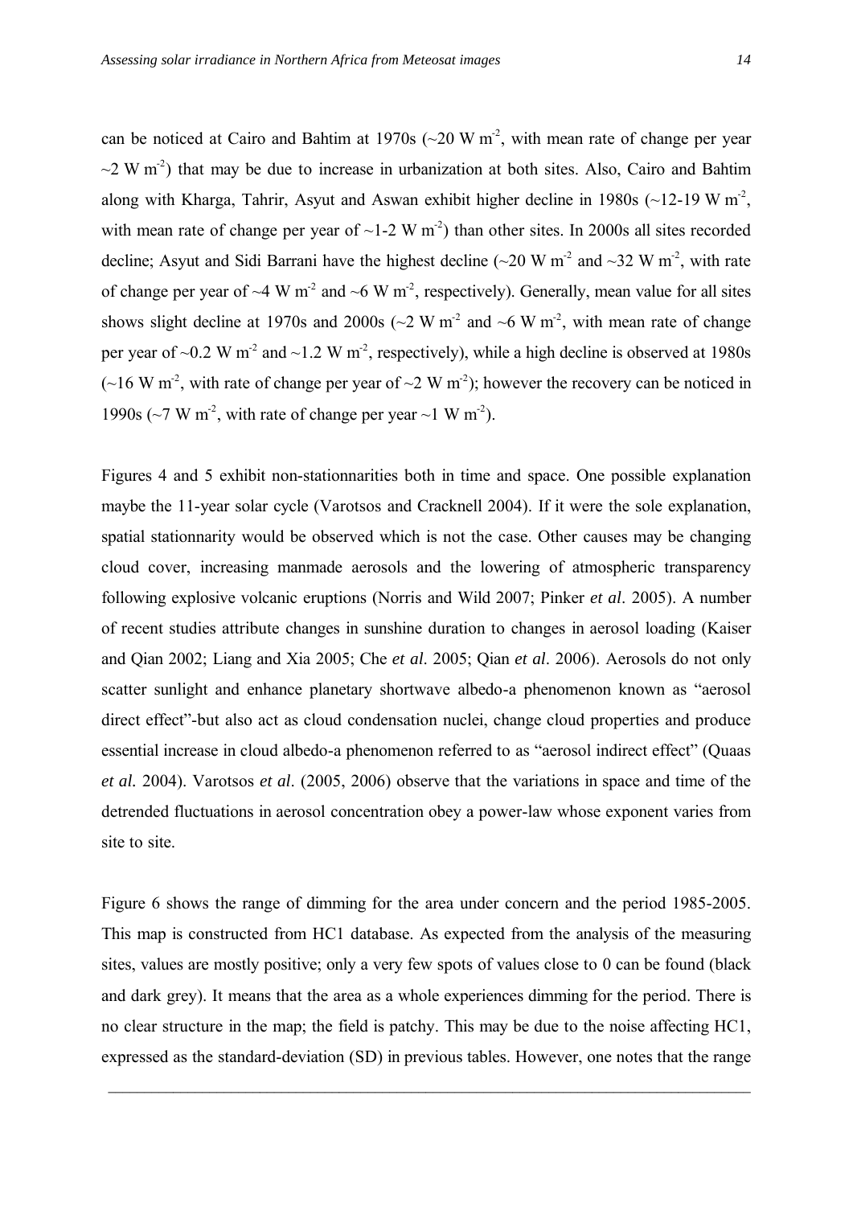can be noticed at Cairo and Bahtim at 1970s (~20 W m$^{-2}$, with mean rate of change per year ~2 W m$^{-2}$) that may be due to increase in urbanization at both sites. Also, Cairo and Bahtim along with Kharga, Tahrir, Asyut and Aswan exhibit higher decline in 1980s (~12-19 W m$^{-2}$, with mean rate of change per year of ~1-2 W m$^{-2}$) than other sites. In 2000s all sites recorded decline; Asyut and Sidi Barrani have the highest decline (~20 W m$^{-2}$ and ~32 W m$^{-2}$, with rate of change per year of ~4 W m$^{-2}$ and ~6 W m$^{-2}$, respectively). Generally, mean value for all sites shows slight decline at 1970s and 2000s (~2 W m$^{-2}$ and ~6 W m$^{-2}$, with mean rate of change per year of ~0.2 W m$^{-2}$ and ~1.2 W m$^{-2}$, respectively), while a high decline is observed at 1980s (~16 W m$^{-2}$, with rate of change per year of ~2 W m$^{-2}$); however the recovery can be noticed in 1990s (~7 W m$^{-2}$, with rate of change per year ~1 W m$^{-2}$).

Figures 4 and 5 exhibit non-stationnarities both in time and space. One possible explanation maybe the 11-year solar cycle (Varotsos and Cracknell 2004). If it were the sole explanation, spatial stationnarity would be observed which is not the case. Other causes may be changing cloud cover, increasing manmade aerosols and the lowering of atmospheric transparency following explosive volcanic eruptions (Norris and Wild 2007; Pinker *et al*. 2005). A number of recent studies attribute changes in sunshine duration to changes in aerosol loading (Kaiser and Qian 2002; Liang and Xia 2005; Che *et al*. 2005; Qian *et al*. 2006). Aerosols do not only scatter sunlight and enhance planetary shortwave albedo-a phenomenon known as "aerosol direct effect"-but also act as cloud condensation nuclei, change cloud properties and produce essential increase in cloud albedo-a phenomenon referred to as "aerosol indirect effect" (Quaas *et al.* 2004). Varotsos *et al*. (2005, 2006) observe that the variations in space and time of the detrended fluctuations in aerosol concentration obey a power-law whose exponent varies from site to site.

Figure 6 shows the range of dimming for the area under concern and the period 1985-2005. This map is constructed from HC1 database. As expected from the analysis of the measuring sites, values are mostly positive; only a very few spots of values close to 0 can be found (black and dark grey). It means that the area as a whole experiences dimming for the period. There is no clear structure in the map; the field is patchy. This may be due to the noise affecting HC1, expressed as the standard-deviation (SD) in previous tables. However, one notes that the range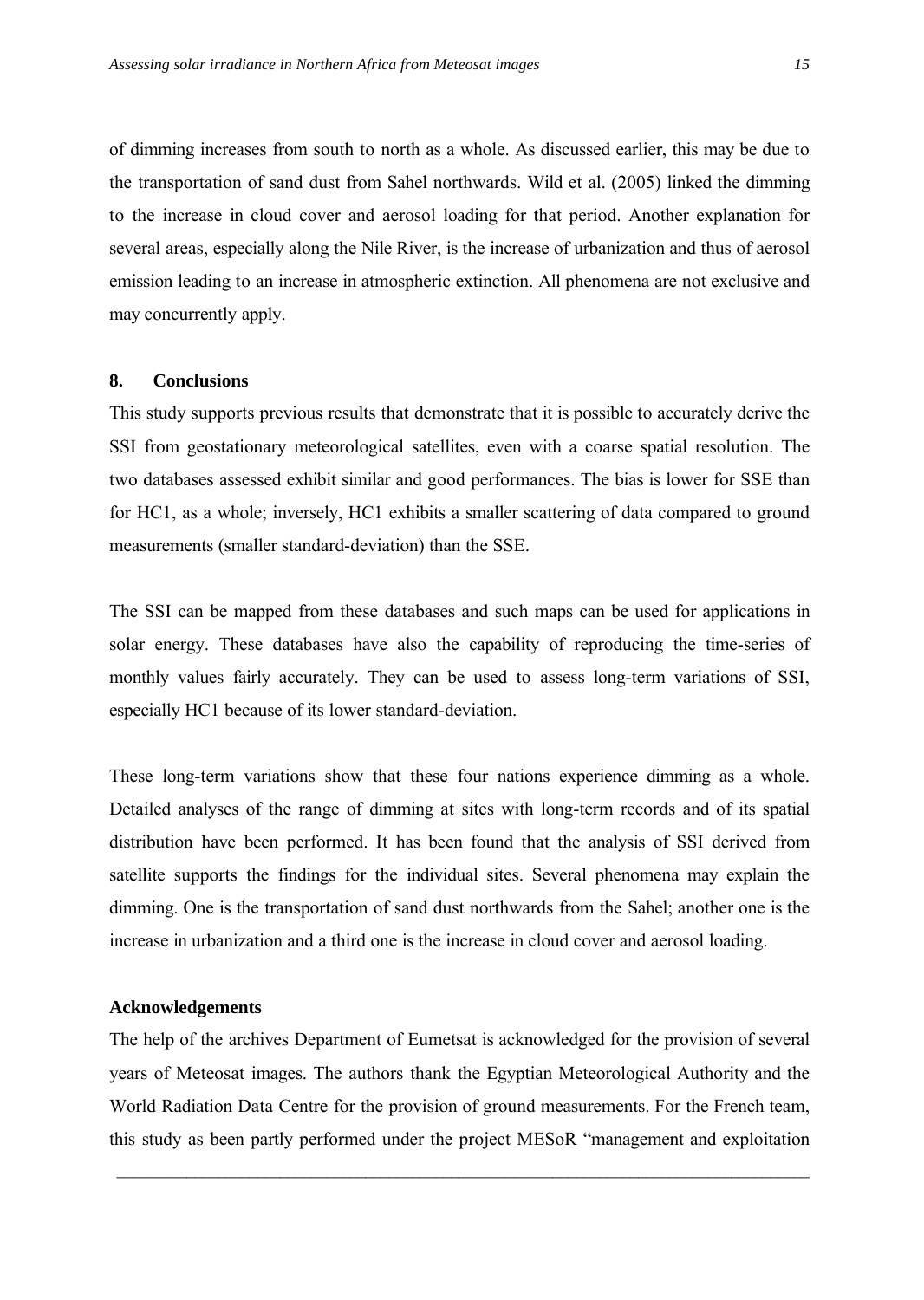of dimming increases from south to north as a whole. As discussed earlier, this may be due to the transportation of sand dust from Sahel northwards. Wild et al. (2005) linked the dimming to the increase in cloud cover and aerosol loading for that period. Another explanation for several areas, especially along the Nile River, is the increase of urbanization and thus of aerosol emission leading to an increase in atmospheric extinction. All phenomena are not exclusive and may concurrently apply.

## 8. Conclusions

This study supports previous results that demonstrate that it is possible to accurately derive the SSI from geostationary meteorological satellites, even with a coarse spatial resolution. The two databases assessed exhibit similar and good performances. The bias is lower for SSE than for HC1, as a whole; inversely, HC1 exhibits a smaller scattering of data compared to ground measurements (smaller standard-deviation) than the SSE.

The SSI can be mapped from these databases and such maps can be used for applications in solar energy. These databases have also the capability of reproducing the time-series of monthly values fairly accurately. They can be used to assess long-term variations of SSI, especially HC1 because of its lower standard-deviation.

These long-term variations show that these four nations experience dimming as a whole. Detailed analyses of the range of dimming at sites with long-term records and of its spatial distribution have been performed. It has been found that the analysis of SSI derived from satellite supports the findings for the individual sites. Several phenomena may explain the dimming. One is the transportation of sand dust northwards from the Sahel; another one is the increase in urbanization and a third one is the increase in cloud cover and aerosol loading.

## Acknowledgements

The help of the archives Department of Eumetsat is acknowledged for the provision of several years of Meteosat images. The authors thank the Egyptian Meteorological Authority and the World Radiation Data Centre for the provision of ground measurements. For the French team, this study as been partly performed under the project MESoR "management and exploitation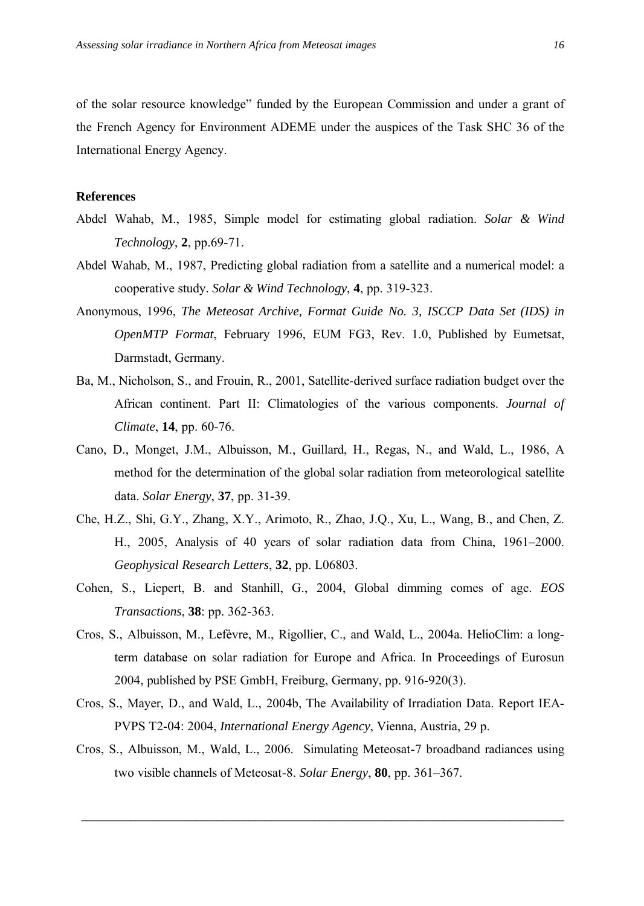of the solar resource knowledge" funded by the European Commission and under a grant of the French Agency for Environment ADEME under the auspices of the Task SHC 36 of the International Energy Agency.

**References**

Abdel Wahab, M., 1985, Simple model for estimating global radiation. *Solar & Wind Technology*, **2**, pp.69-71.

Abdel Wahab, M., 1987, Predicting global radiation from a satellite and a numerical model: a cooperative study. *Solar & Wind Technology*, **4**, pp. 319-323.

Anonymous, 1996, *The Meteosat Archive, Format Guide No. 3, ISCCP Data Set (IDS) in OpenMTP Format*, February 1996, EUM FG3, Rev. 1.0, Published by Eumetsat, Darmstadt, Germany.

Ba, M., Nicholson, S., and Frouin, R., 2001, Satellite-derived surface radiation budget over the African continent. Part II: Climatologies of the various components. *Journal of Climate*, **14**, pp. 60-76.

Cano, D., Monget, J.M., Albuisson, M., Guillard, H., Regas, N., and Wald, L., 1986, A method for the determination of the global solar radiation from meteorological satellite data. *Solar Energy*, **37**, pp. 31-39.

Che, H.Z., Shi, G.Y., Zhang, X.Y., Arimoto, R., Zhao, J.Q., Xu, L., Wang, B., and Chen, Z. H., 2005, Analysis of 40 years of solar radiation data from China, 1961–2000. *Geophysical Research Letters*, **32**, pp. L06803.

Cohen, S., Liepert, B. and Stanhill, G., 2004, Global dimming comes of age. *EOS Transactions*, **38**: pp. 362-363.

Cros, S., Albuisson, M., Lefèvre, M., Rigollier, C., and Wald, L., 2004a. HelioClim: a long-term database on solar radiation for Europe and Africa. In Proceedings of Eurosun 2004, published by PSE GmbH, Freiburg, Germany, pp. 916-920(3).

Cros, S., Mayer, D., and Wald, L., 2004b, The Availability of Irradiation Data. Report IEA-PVPS T2-04: 2004, *International Energy Agency*, Vienna, Austria, 29 p.

Cros, S., Albuisson, M., Wald, L., 2006. Simulating Meteosat-7 broadband radiances using two visible channels of Meteosat-8. *Solar Energy*, **80**, pp. 361–367.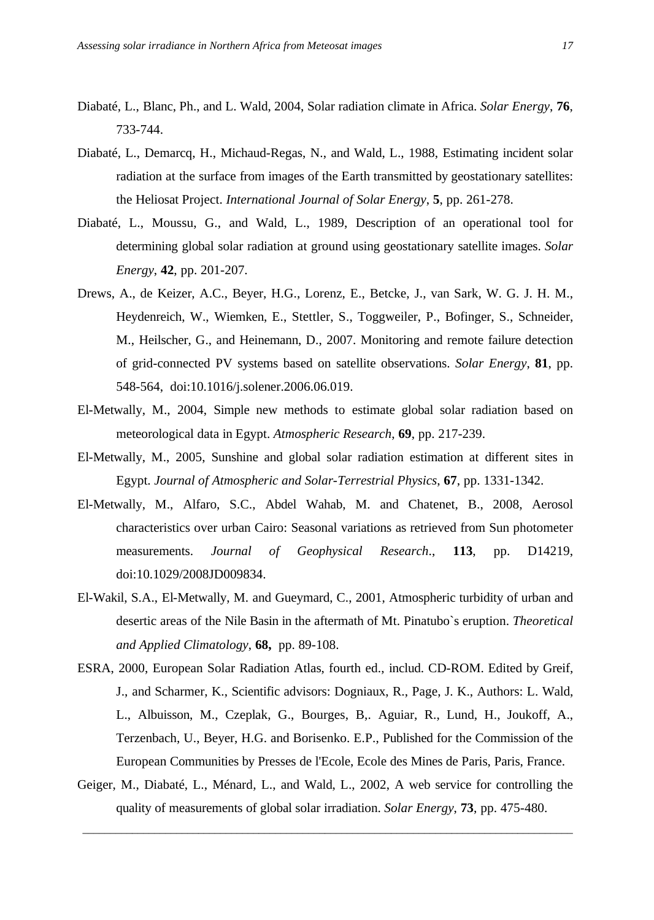Diabaté, L., Blanc, Ph., and L. Wald, 2004, Solar radiation climate in Africa. *Solar Energy*, **76**, 733-744.

Diabaté, L., Demarcq, H., Michaud-Regas, N., and Wald, L., 1988, Estimating incident solar radiation at the surface from images of the Earth transmitted by geostationary satellites: the Heliosat Project. *International Journal of Solar Energy*, **5**, pp. 261-278.

Diabaté, L., Moussu, G., and Wald, L., 1989, Description of an operational tool for determining global solar radiation at ground using geostationary satellite images. *Solar Energy*, **42**, pp. 201-207.

Drews, A., de Keizer, A.C., Beyer, H.G., Lorenz, E., Betcke, J., van Sark, W. G. J. H. M., Heydenreich, W., Wiemken, E., Stettler, S., Toggweiler, P., Bofinger, S., Schneider, M., Heilscher, G., and Heinemann, D., 2007. Monitoring and remote failure detection of grid-connected PV systems based on satellite observations. *Solar Energy*, **81**, pp. 548-564, doi:10.1016/j.solener.2006.06.019.

El-Metwally, M., 2004, Simple new methods to estimate global solar radiation based on meteorological data in Egypt. *Atmospheric Research*, **69**, pp. 217-239.

El-Metwally, M., 2005, Sunshine and global solar radiation estimation at different sites in Egypt. *Journal of Atmospheric and Solar-Terrestrial Physics*, **67**, pp. 1331-1342.

El-Metwally, M., Alfaro, S.C., Abdel Wahab, M. and Chatenet, B., 2008, Aerosol characteristics over urban Cairo: Seasonal variations as retrieved from Sun photometer measurements. *Journal of Geophysical Research.*, **113**, pp. D14219, doi:10.1029/2008JD009834.

El-Wakil, S.A., El-Metwally, M. and Gueymard, C., 2001, Atmospheric turbidity of urban and desertic areas of the Nile Basin in the aftermath of Mt. Pinatubo`s eruption. *Theoretical and Applied Climatology*, **68,** pp. 89-108.

ESRA, 2000, European Solar Radiation Atlas, fourth ed., includ. CD-ROM. Edited by Greif, J., and Scharmer, K., Scientific advisors: Dogniaux, R., Page, J. K., Authors: L. Wald, L., Albuisson, M., Czeplak, G., Bourges, B,. Aguiar, R., Lund, H., Joukoff, A., Terzenbach, U., Beyer, H.G. and Borisenko. E.P., Published for the Commission of the European Communities by Presses de l'Ecole, Ecole des Mines de Paris, Paris, France.

Geiger, M., Diabaté, L., Ménard, L., and Wald, L., 2002, A web service for controlling the quality of measurements of global solar irradiation. *Solar Energy*, **73**, pp. 475-480.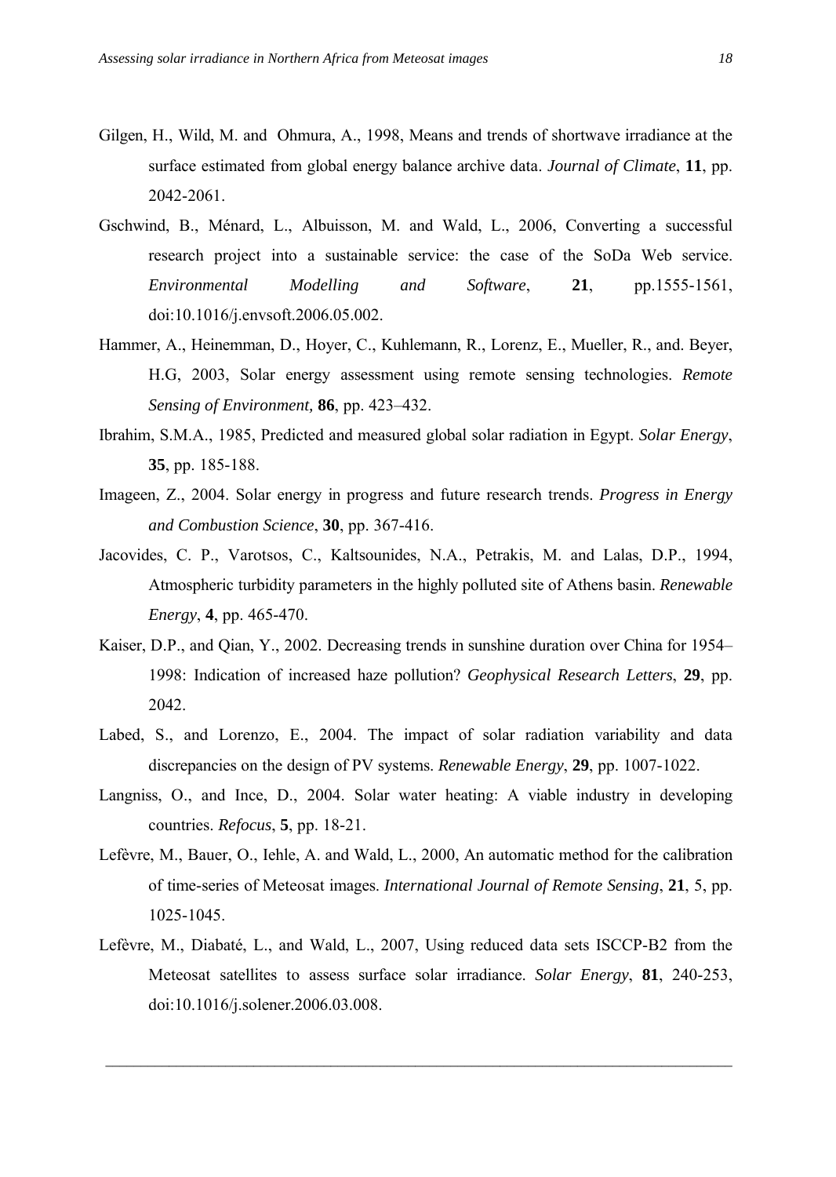Gilgen, H., Wild, M. and  Ohmura, A., 1998, Means and trends of shortwave irradiance at the surface estimated from global energy balance archive data. *Journal of Climate*, **11**, pp. 2042-2061.

Gschwind, B., Ménard, L., Albuisson, M. and Wald, L., 2006, Converting a successful research project into a sustainable service: the case of the SoDa Web service. *Environmental Modelling and Software*, **21**, pp.1555-1561, doi:10.1016/j.envsoft.2006.05.002.

Hammer, A., Heinemman, D., Hoyer, C., Kuhlemann, R., Lorenz, E., Mueller, R., and. Beyer, H.G, 2003, Solar energy assessment using remote sensing technologies. *Remote Sensing of Environment,* **86**, pp. 423–432.

Ibrahim, S.M.A., 1985, Predicted and measured global solar radiation in Egypt. *Solar Energy*, **35**, pp. 185-188.

Imageen, Z., 2004. Solar energy in progress and future research trends. *Progress in Energy and Combustion Science*, **30**, pp. 367-416.

Jacovides, C. P., Varotsos, C., Kaltsounides, N.A., Petrakis, M. and Lalas, D.P., 1994, Atmospheric turbidity parameters in the highly polluted site of Athens basin. *Renewable Energy*, **4**, pp. 465-470.

Kaiser, D.P., and Qian, Y., 2002. Decreasing trends in sunshine duration over China for 1954–1998: Indication of increased haze pollution? *Geophysical Research Letters*, **29**, pp. 2042.

Labed, S., and Lorenzo, E., 2004. The impact of solar radiation variability and data discrepancies on the design of PV systems. *Renewable Energy*, **29**, pp. 1007-1022.

Langniss, O., and Ince, D., 2004. Solar water heating: A viable industry in developing countries. *Refocus*, **5**, pp. 18-21.

Lefèvre, M., Bauer, O., Iehle, A. and Wald, L., 2000, An automatic method for the calibration of time-series of Meteosat images. *International Journal of Remote Sensing*, **21**, 5, pp. 1025-1045.

Lefèvre, M., Diabaté, L., and Wald, L., 2007, Using reduced data sets ISCCP-B2 from the Meteosat satellites to assess surface solar irradiance. *Solar Energy*, **81**, 240-253, doi:10.1016/j.solener.2006.03.008.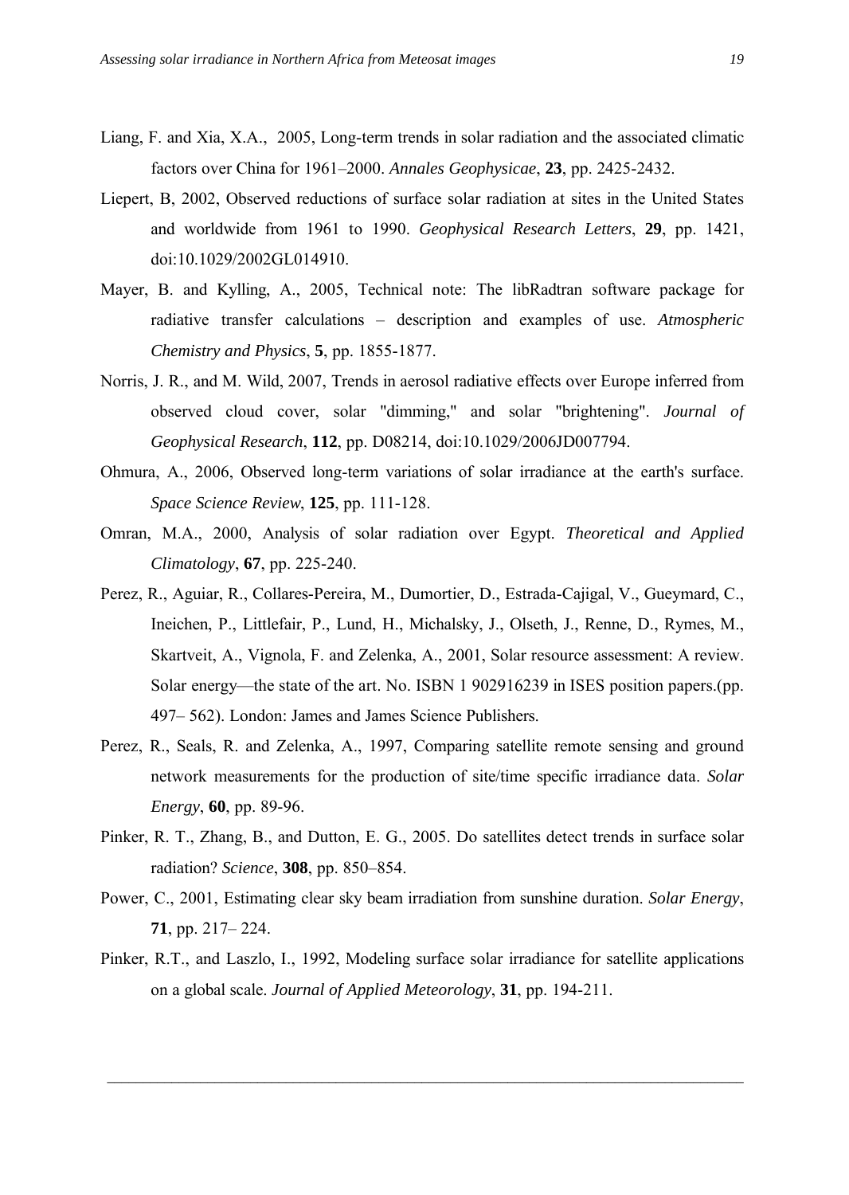Liang, F. and Xia, X.A., 2005, Long-term trends in solar radiation and the associated climatic factors over China for 1961–2000. *Annales Geophysicae*, **23**, pp. 2425-2432.

Liepert, B, 2002, Observed reductions of surface solar radiation at sites in the United States and worldwide from 1961 to 1990. *Geophysical Research Letters*, **29**, pp. 1421, doi:10.1029/2002GL014910.

Mayer, B. and Kylling, A., 2005, Technical note: The libRadtran software package for radiative transfer calculations – description and examples of use. *Atmospheric Chemistry and Physics*, **5**, pp. 1855-1877.

Norris, J. R., and M. Wild, 2007, Trends in aerosol radiative effects over Europe inferred from observed cloud cover, solar "dimming," and solar "brightening". *Journal of Geophysical Research*, **112**, pp. D08214, doi:10.1029/2006JD007794.

Ohmura, A., 2006, Observed long-term variations of solar irradiance at the earth's surface. *Space Science Review*, **125**, pp. 111-128.

Omran, M.A., 2000, Analysis of solar radiation over Egypt. *Theoretical and Applied Climatology*, **67**, pp. 225-240.

Perez, R., Aguiar, R., Collares-Pereira, M., Dumortier, D., Estrada-Cajigal, V., Gueymard, C., Ineichen, P., Littlefair, P., Lund, H., Michalsky, J., Olseth, J., Renne, D., Rymes, M., Skartveit, A., Vignola, F. and Zelenka, A., 2001, Solar resource assessment: A review. Solar energy—the state of the art. No. ISBN 1 902916239 in ISES position papers.(pp. 497– 562). London: James and James Science Publishers.

Perez, R., Seals, R. and Zelenka, A., 1997, Comparing satellite remote sensing and ground network measurements for the production of site/time specific irradiance data. *Solar Energy*, **60**, pp. 89-96.

Pinker, R. T., Zhang, B., and Dutton, E. G., 2005. Do satellites detect trends in surface solar radiation? *Science*, **308**, pp. 850–854.

Power, C., 2001, Estimating clear sky beam irradiation from sunshine duration. *Solar Energy*, **71**, pp. 217– 224.

Pinker, R.T., and Laszlo, I., 1992, Modeling surface solar irradiance for satellite applications on a global scale. *Journal of Applied Meteorology*, **31**, pp. 194-211.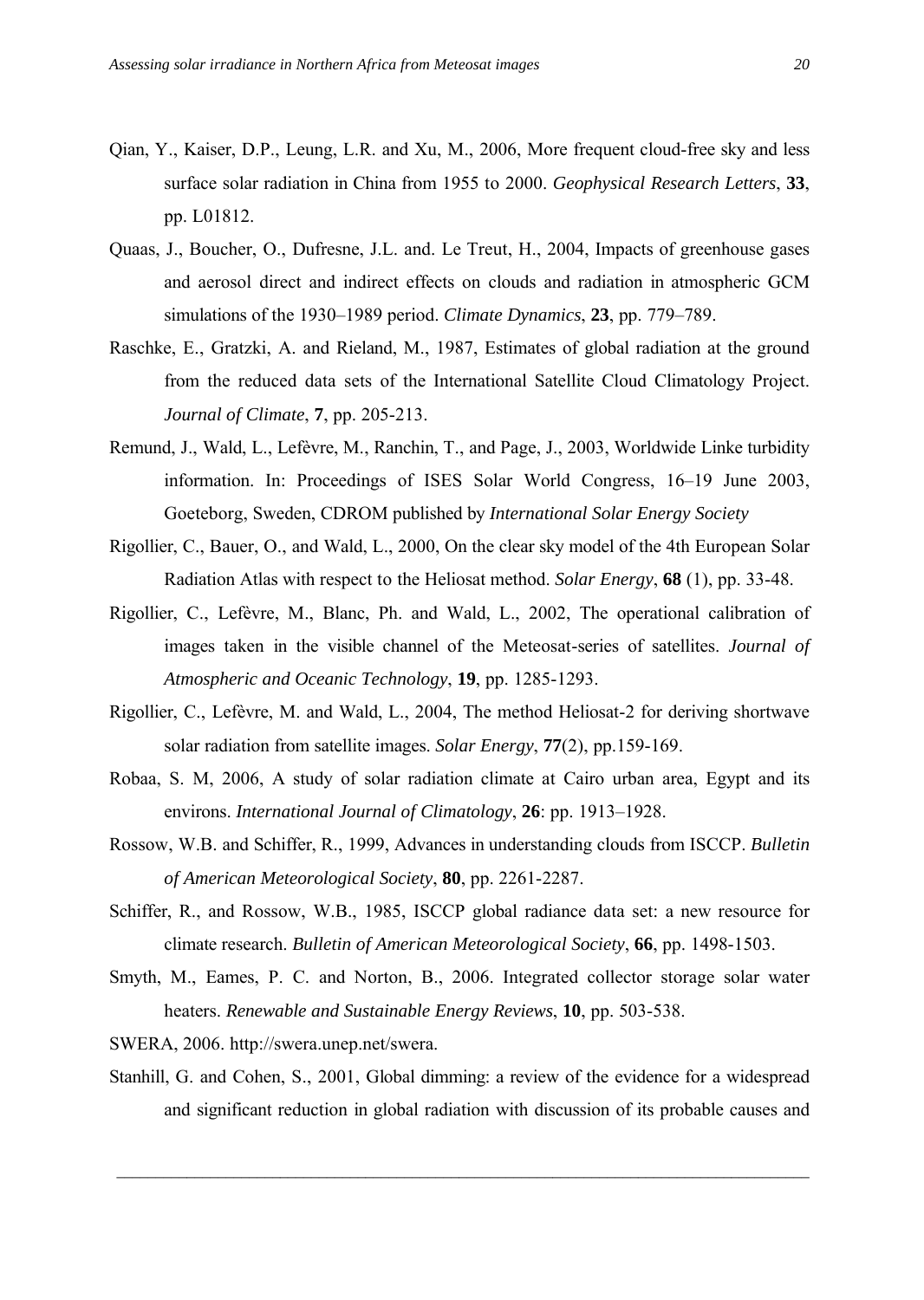Qian, Y., Kaiser, D.P., Leung, L.R. and Xu, M., 2006, More frequent cloud-free sky and less surface solar radiation in China from 1955 to 2000. *Geophysical Research Letters*, **33**, pp. L01812.

Quaas, J., Boucher, O., Dufresne, J.L. and. Le Treut, H., 2004, Impacts of greenhouse gases and aerosol direct and indirect effects on clouds and radiation in atmospheric GCM simulations of the 1930–1989 period. *Climate Dynamics*, **23**, pp. 779–789.

Raschke, E., Gratzki, A. and Rieland, M., 1987, Estimates of global radiation at the ground from the reduced data sets of the International Satellite Cloud Climatology Project. *Journal of Climate*, **7**, pp. 205-213.

Remund, J., Wald, L., Lefèvre, M., Ranchin, T., and Page, J., 2003, Worldwide Linke turbidity information. In: Proceedings of ISES Solar World Congress, 16–19 June 2003, Goeteborg, Sweden, CDROM published by *International Solar Energy Society*

Rigollier, C., Bauer, O., and Wald, L., 2000, On the clear sky model of the 4th European Solar Radiation Atlas with respect to the Heliosat method. *Solar Energy*, **68** (1), pp. 33-48.

Rigollier, C., Lefèvre, M., Blanc, Ph. and Wald, L., 2002, The operational calibration of images taken in the visible channel of the Meteosat-series of satellites. *Journal of Atmospheric and Oceanic Technology*, **19**, pp. 1285-1293.

Rigollier, C., Lefèvre, M. and Wald, L., 2004, The method Heliosat-2 for deriving shortwave solar radiation from satellite images. *Solar Energy*, **77**(2), pp.159-169.

Robaa, S. M, 2006, A study of solar radiation climate at Cairo urban area, Egypt and its environs. *International Journal of Climatology*, **26**: pp. 1913–1928.

Rossow, W.B. and Schiffer, R., 1999, Advances in understanding clouds from ISCCP. *Bulletin of American Meteorological Society*, **80**, pp. 2261-2287.

Schiffer, R., and Rossow, W.B., 1985, ISCCP global radiance data set: a new resource for climate research. *Bulletin of American Meteorological Society*, **66**, pp. 1498-1503.

Smyth, M., Eames, P. C. and Norton, B., 2006. Integrated collector storage solar water heaters. *Renewable and Sustainable Energy Reviews*, **10**, pp. 503-538.

SWERA, 2006. http://swera.unep.net/swera.

Stanhill, G. and Cohen, S., 2001, Global dimming: a review of the evidence for a widespread and significant reduction in global radiation with discussion of its probable causes and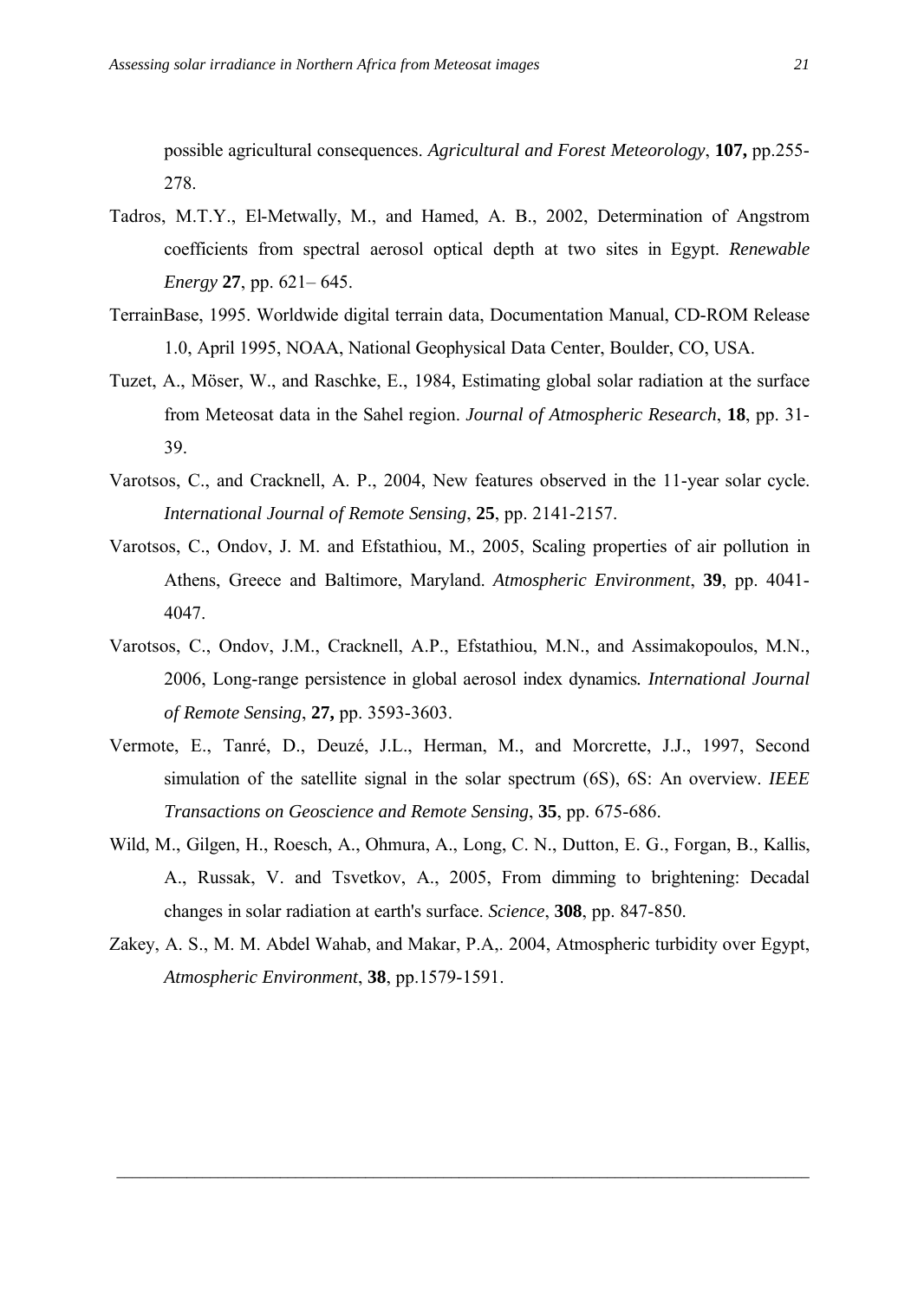possible agricultural consequences. *Agricultural and Forest Meteorology*, **107,** pp.255-278.

Tadros, M.T.Y., El-Metwally, M., and Hamed, A. B., 2002, Determination of Angstrom coefficients from spectral aerosol optical depth at two sites in Egypt. *Renewable Energy* **27**, pp. 621– 645.

TerrainBase, 1995. Worldwide digital terrain data, Documentation Manual, CD-ROM Release 1.0, April 1995, NOAA, National Geophysical Data Center, Boulder, CO, USA.

Tuzet, A., Möser, W., and Raschke, E., 1984, Estimating global solar radiation at the surface from Meteosat data in the Sahel region. *Journal of Atmospheric Research*, **18**, pp. 31-39.

Varotsos, C., and Cracknell, A. P., 2004, New features observed in the 11-year solar cycle. *International Journal of Remote Sensing*, **25**, pp. 2141-2157.

Varotsos, C., Ondov, J. M. and Efstathiou, M., 2005, Scaling properties of air pollution in Athens, Greece and Baltimore, Maryland. *Atmospheric Environment*, **39**, pp. 4041-4047.

Varotsos, C., Ondov, J.M., Cracknell, A.P., Efstathiou, M.N., and Assimakopoulos, M.N., 2006, Long-range persistence in global aerosol index dynamics*. International Journal of Remote Sensing*, **27,** pp. 3593-3603.

Vermote, E., Tanré, D., Deuzé, J.L., Herman, M., and Morcrette, J.J., 1997, Second simulation of the satellite signal in the solar spectrum (6S), 6S: An overview. *IEEE Transactions on Geoscience and Remote Sensing*, **35**, pp. 675-686.

Wild, M., Gilgen, H., Roesch, A., Ohmura, A., Long, C. N., Dutton, E. G., Forgan, B., Kallis, A., Russak, V. and Tsvetkov, A., 2005, From dimming to brightening: Decadal changes in solar radiation at earth's surface. *Science*, **308**, pp. 847-850.

Zakey, A. S., M. M. Abdel Wahab, and Makar, P.A,. 2004, Atmospheric turbidity over Egypt, *Atmospheric Environment*, **38**, pp.1579-1591.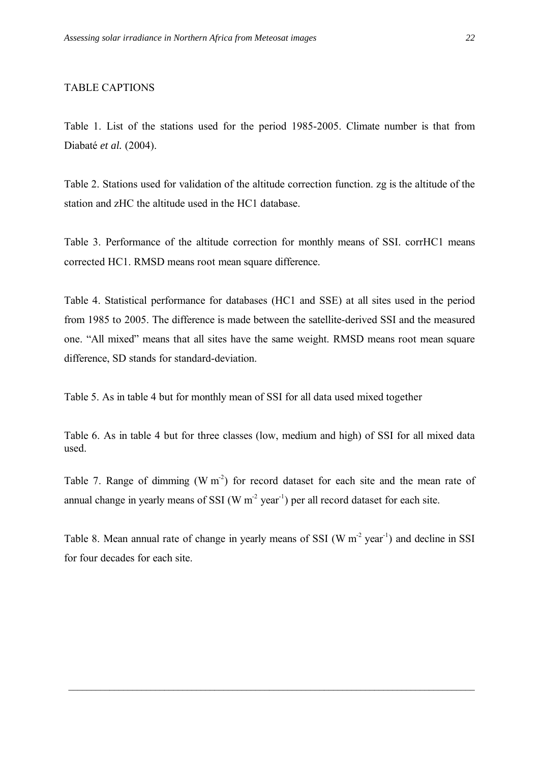TABLE CAPTIONS

Table 1. List of the stations used for the period 1985-2005. Climate number is that from Diabaté *et al.* (2004).

Table 2. Stations used for validation of the altitude correction function. zg is the altitude of the station and zHC the altitude used in the HC1 database.

Table 3. Performance of the altitude correction for monthly means of SSI. corrHC1 means corrected HC1. RMSD means root mean square difference.

Table 4. Statistical performance for databases (HC1 and SSE) at all sites used in the period from 1985 to 2005. The difference is made between the satellite-derived SSI and the measured one. "All mixed" means that all sites have the same weight. RMSD means root mean square difference, SD stands for standard-deviation.

Table 5. As in table 4 but for monthly mean of SSI for all data used mixed together

Table 6. As in table 4 but for three classes (low, medium and high) of SSI for all mixed data used.

Table 7. Range of dimming ($W\ m^{-2}$) for record dataset for each site and the mean rate of annual change in yearly means of SSI ($W\ m^{-2}\ year^{-1}$) per all record dataset for each site.

Table 8. Mean annual rate of change in yearly means of SSI ($W\ m^{-2}\ year^{-1}$) and decline in SSI for four decades for each site.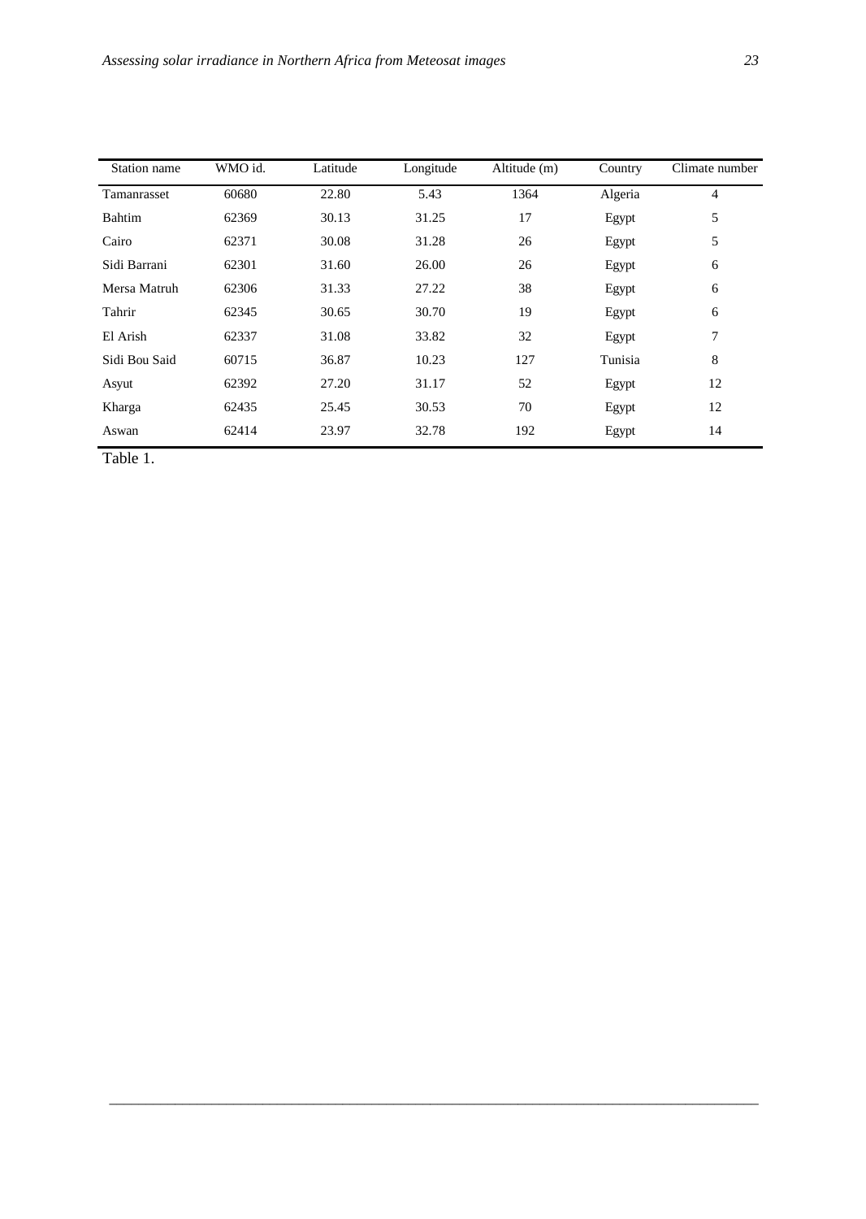| Station name | WMO id. | Latitude | Longitude | Altitude (m) | Country | Climate number |
|---|---|---|---|---|---|---|
| Tamanrasset | 60680 | 22.80 | 5.43 | 1364 | Algeria | 4 |
| Bahtim | 62369 | 30.13 | 31.25 | 17 | Egypt | 5 |
| Cairo | 62371 | 30.08 | 31.28 | 26 | Egypt | 5 |
| Sidi Barrani | 62301 | 31.60 | 26.00 | 26 | Egypt | 6 |
| Mersa Matruh | 62306 | 31.33 | 27.22 | 38 | Egypt | 6 |
| Tahrir | 62345 | 30.65 | 30.70 | 19 | Egypt | 6 |
| El Arish | 62337 | 31.08 | 33.82 | 32 | Egypt | 7 |
| Sidi Bou Said | 60715 | 36.87 | 10.23 | 127 | Tunisia | 8 |
| Asyut | 62392 | 27.20 | 31.17 | 52 | Egypt | 12 |
| Kharga | 62435 | 25.45 | 30.53 | 70 | Egypt | 12 |
| Aswan | 62414 | 23.97 | 32.78 | 192 | Egypt | 14 |

Table 1.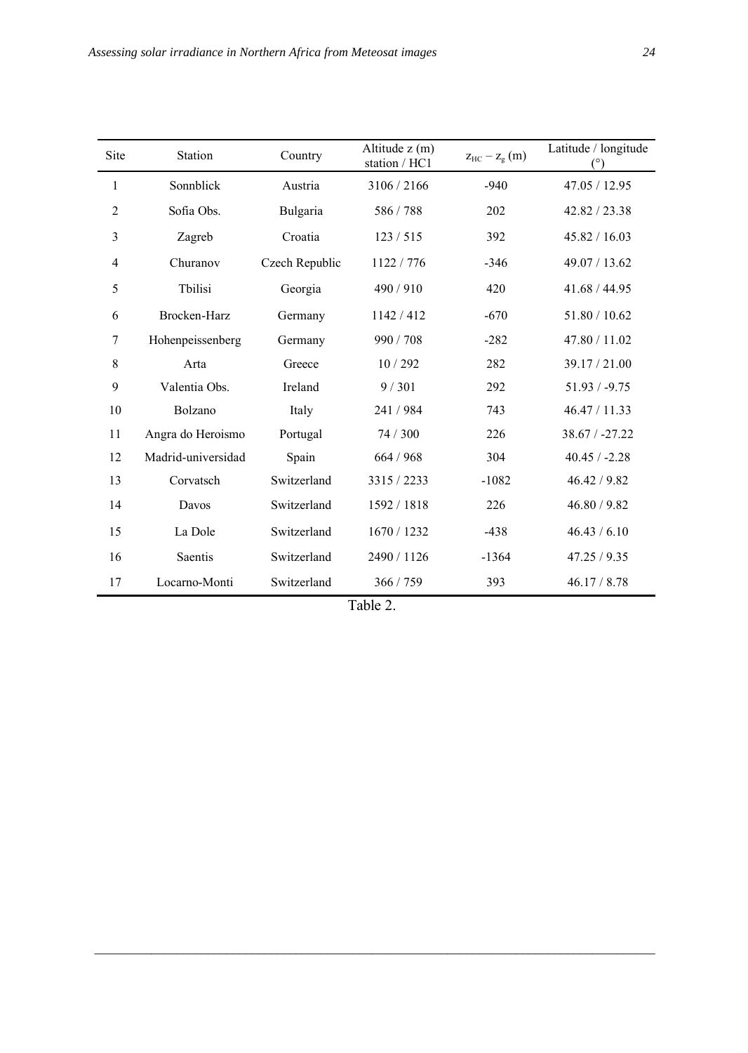| Site | Station | Country | Altitude z (m) station / HC1 | $z_{HC} - z_g$ (m) | Latitude / longitude (°) |
|---|---|---|---|---|---|
| 1 | Sonnblick | Austria | 3106 / 2166 | -940 | 47.05 / 12.95 |
| 2 | Sofia Obs. | Bulgaria | 586 / 788 | 202 | 42.82 / 23.38 |
| 3 | Zagreb | Croatia | 123 / 515 | 392 | 45.82 / 16.03 |
| 4 | Churanov | Czech Republic | 1122 / 776 | -346 | 49.07 / 13.62 |
| 5 | Tbilisi | Georgia | 490 / 910 | 420 | 41.68 / 44.95 |
| 6 | Brocken-Harz | Germany | 1142 / 412 | -670 | 51.80 / 10.62 |
| 7 | Hohenpeissenberg | Germany | 990 / 708 | -282 | 47.80 / 11.02 |
| 8 | Arta | Greece | 10 / 292 | 282 | 39.17 / 21.00 |
| 9 | Valentia Obs. | Ireland | 9 / 301 | 292 | 51.93 / -9.75 |
| 10 | Bolzano | Italy | 241 / 984 | 743 | 46.47 / 11.33 |
| 11 | Angra do Heroismo | Portugal | 74 / 300 | 226 | 38.67 / -27.22 |
| 12 | Madrid-universidad | Spain | 664 / 968 | 304 | 40.45 / -2.28 |
| 13 | Corvatsch | Switzerland | 3315 / 2233 | -1082 | 46.42 / 9.82 |
| 14 | Davos | Switzerland | 1592 / 1818 | 226 | 46.80 / 9.82 |
| 15 | La Dole | Switzerland | 1670 / 1232 | -438 | 46.43 / 6.10 |
| 16 | Saentis | Switzerland | 2490 / 1126 | -1364 | 47.25 / 9.35 |
| 17 | Locarno-Monti | Switzerland | 366 / 759 | 393 | 46.17 / 8.78 |

Table 2.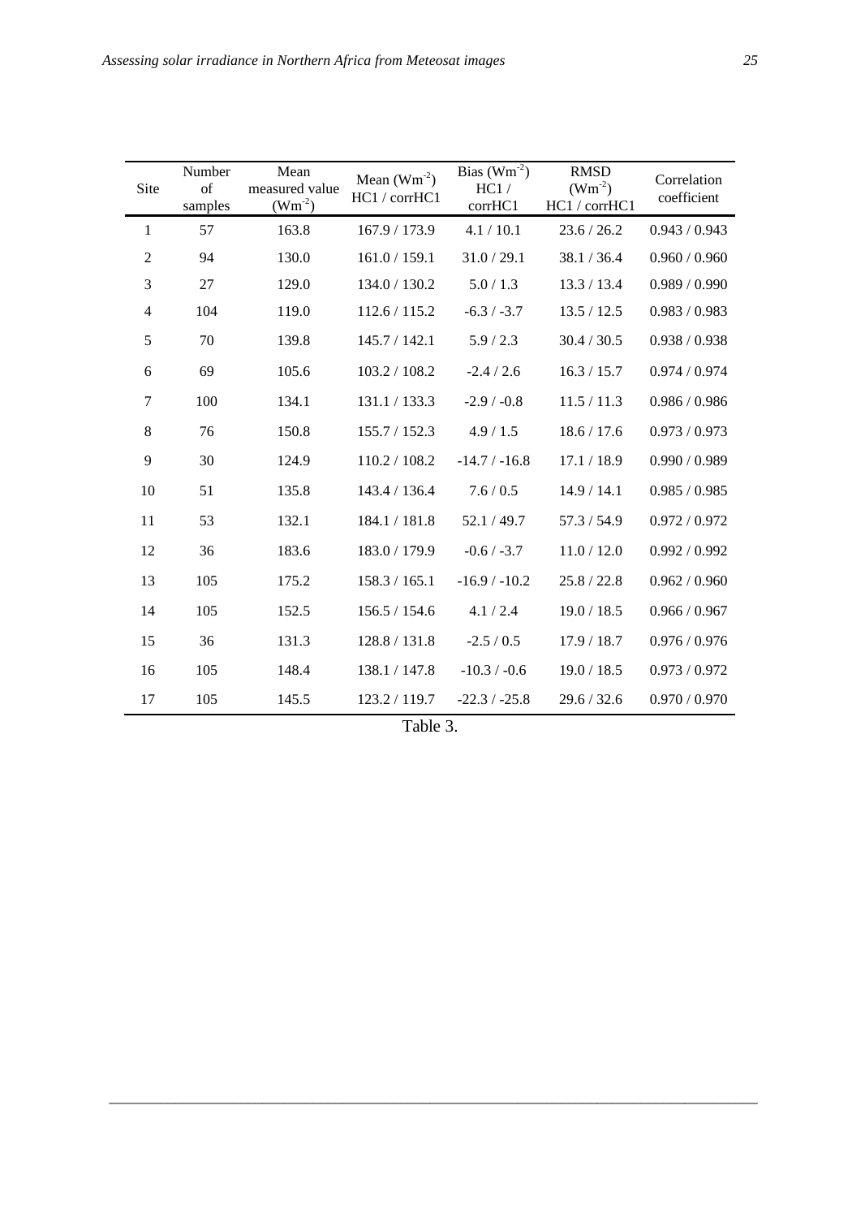| Site | Number of samples | Mean measured value ($Wm^{-2}$) | Mean ($Wm^{-2}$) HC1 / corrHC1 | Bias ($Wm^{-2}$) HC1 / corrHC1 | RMSD ($Wm^{-2}$) HC1 / corrHC1 | Correlation coefficient |
|---|---|---|---|---|---|---|
| 1 | 57 | 163.8 | 167.9 / 173.9 | 4.1 / 10.1 | 23.6 / 26.2 | 0.943 / 0.943 |
| 2 | 94 | 130.0 | 161.0 / 159.1 | 31.0 / 29.1 | 38.1 / 36.4 | 0.960 / 0.960 |
| 3 | 27 | 129.0 | 134.0 / 130.2 | 5.0 / 1.3 | 13.3 / 13.4 | 0.989 / 0.990 |
| 4 | 104 | 119.0 | 112.6 / 115.2 | -6.3 / -3.7 | 13.5 / 12.5 | 0.983 / 0.983 |
| 5 | 70 | 139.8 | 145.7 / 142.1 | 5.9 / 2.3 | 30.4 / 30.5 | 0.938 / 0.938 |
| 6 | 69 | 105.6 | 103.2 / 108.2 | -2.4 / 2.6 | 16.3 / 15.7 | 0.974 / 0.974 |
| 7 | 100 | 134.1 | 131.1 / 133.3 | -2.9 / -0.8 | 11.5 / 11.3 | 0.986 / 0.986 |
| 8 | 76 | 150.8 | 155.7 / 152.3 | 4.9 / 1.5 | 18.6 / 17.6 | 0.973 / 0.973 |
| 9 | 30 | 124.9 | 110.2 / 108.2 | -14.7 / -16.8 | 17.1 / 18.9 | 0.990 / 0.989 |
| 10 | 51 | 135.8 | 143.4 / 136.4 | 7.6 / 0.5 | 14.9 / 14.1 | 0.985 / 0.985 |
| 11 | 53 | 132.1 | 184.1 / 181.8 | 52.1 / 49.7 | 57.3 / 54.9 | 0.972 / 0.972 |
| 12 | 36 | 183.6 | 183.0 / 179.9 | -0.6 / -3.7 | 11.0 / 12.0 | 0.992 / 0.992 |
| 13 | 105 | 175.2 | 158.3 / 165.1 | -16.9 / -10.2 | 25.8 / 22.8 | 0.962 / 0.960 |
| 14 | 105 | 152.5 | 156.5 / 154.6 | 4.1 / 2.4 | 19.0 / 18.5 | 0.966 / 0.967 |
| 15 | 36 | 131.3 | 128.8 / 131.8 | -2.5 / 0.5 | 17.9 / 18.7 | 0.976 / 0.976 |
| 16 | 105 | 148.4 | 138.1 / 147.8 | -10.3 / -0.6 | 19.0 / 18.5 | 0.973 / 0.972 |
| 17 | 105 | 145.5 | 123.2 / 119.7 | -22.3 / -25.8 | 29.6 / 32.6 | 0.970 / 0.970 |

Table 3.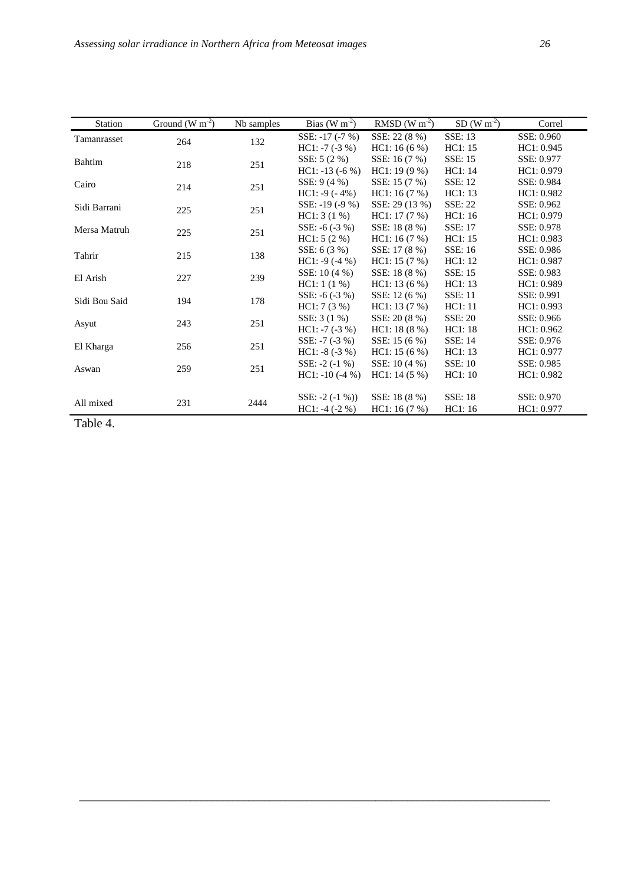| Station | Ground (W m$^{-2}$) | Nb samples | Bias (W m$^{-2}$) | RMSD (W m$^{-2}$) | SD (W m$^{-2}$) | Correl |
|---|---|---|---|---|---|---|
| Tamanrasset | 264 | 132 | SSE: -17 (-7 %)<br>HC1: -7 (-3 %) | SSE: 22 (8 %)<br>HC1: 16 (6 %) | SSE: 13<br>HC1: 15 | SSE: 0.960<br>HC1: 0.945 |
| Bahtim | 218 | 251 | SSE: 5 (2 %)<br>HC1: -13 (-6 %) | SSE: 16 (7 %)<br>HC1: 19 (9 %) | SSE: 15<br>HC1: 14 | SSE: 0.977<br>HC1: 0.979 |
| Cairo | 214 | 251 | SSE: 9 (4 %)<br>HC1: -9 (- 4%) | SSE: 15 (7 %)<br>HC1: 16 (7 %) | SSE: 12<br>HC1: 13 | SSE: 0.984<br>HC1: 0.982 |
| Sidi Barrani | 225 | 251 | SSE: -19 (-9 %)<br>HC1: 3 (1 %) | SSE: 29 (13 %)<br>HC1: 17 (7 %) | SSE: 22<br>HC1: 16 | SSE: 0.962<br>HC1: 0.979 |
| Mersa Matruh | 225 | 251 | SSE: -6 (-3 %)<br>HC1: 5 (2 %) | SSE: 18 (8 %)<br>HC1: 16 (7 %) | SSE: 17<br>HC1: 15 | SSE: 0.978<br>HC1: 0.983 |
| Tahrir | 215 | 138 | SSE: 6 (3 %)<br>HC1: -9 (-4 %) | SSE: 17 (8 %)<br>HC1: 15 (7 %) | SSE: 16<br>HC1: 12 | SSE: 0.986<br>HC1: 0.987 |
| El Arish | 227 | 239 | SSE: 10 (4 %)<br>HC1: 1 (1 %) | SSE: 18 (8 %)<br>HC1: 13 (6 %) | SSE: 15<br>HC1: 13 | SSE: 0.983<br>HC1: 0.989 |
| Sidi Bou Said | 194 | 178 | SSE: -6 (-3 %)<br>HC1: 7 (3 %) | SSE: 12 (6 %)<br>HC1: 13 (7 %) | SSE: 11<br>HC1: 11 | SSE: 0.991<br>HC1: 0.993 |
| Asyut | 243 | 251 | SSE: 3 (1 %)<br>HC1: -7 (-3 %) | SSE: 20 (8 %)<br>HC1: 18 (8 %) | SSE: 20<br>HC1: 18 | SSE: 0.966<br>HC1: 0.962 |
| El Kharga | 256 | 251 | SSE: -7 (-3 %)<br>HC1: -8 (-3 %) | SSE: 15 (6 %)<br>HC1: 15 (6 %) | SSE: 14<br>HC1: 13 | SSE: 0.976<br>HC1: 0.977 |
| Aswan | 259 | 251 | SSE: -2 (-1 %)<br>HC1: -10 (-4 %) | SSE: 10 (4 %)<br>HC1: 14 (5 %) | SSE: 10<br>HC1: 10 | SSE: 0.985<br>HC1: 0.982 |
| All mixed | 231 | 2444 | SSE: -2 (-1 %))<br>HC1: -4 (-2 %) | SSE: 18 (8 %)<br>HC1: 16 (7 %) | SSE: 18<br>HC1: 16 | SSE: 0.970<br>HC1: 0.977 |

Table 4.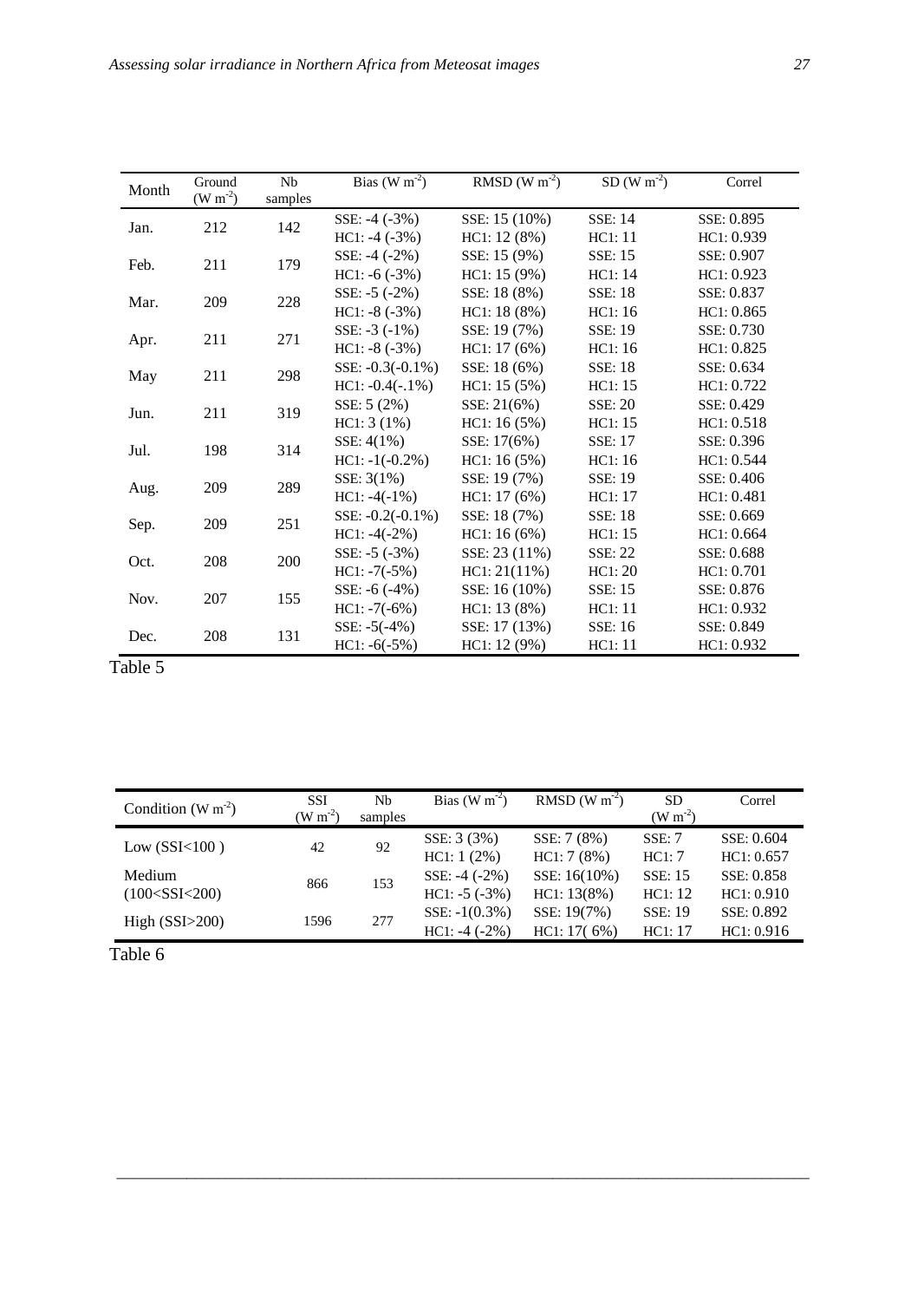| Month | Ground ($W\ m^{-2}$) | Nb samples | Bias ($W\ m^{-2}$) | RMSD ($W\ m^{-2}$) | SD ($W\ m^{-2}$) | Correl |
|---|---|---|---|---|---|---|
| Jan. | 212 | 142 | SSE: -4 (-3%)<br>HC1: -4 (-3%) | SSE: 15 (10%)<br>HC1: 12 (8%) | SSE: 14<br>HC1: 11 | SSE: 0.895<br>HC1: 0.939 |
| Feb. | 211 | 179 | SSE: -4 (-2%)<br>HC1: -6 (-3%) | SSE: 15 (9%)<br>HC1: 15 (9%) | SSE: 15<br>HC1: 14 | SSE: 0.907<br>HC1: 0.923 |
| Mar. | 209 | 228 | SSE: -5 (-2%)<br>HC1: -8 (-3%) | SSE: 18 (8%)<br>HC1: 18 (8%) | SSE: 18<br>HC1: 16 | SSE: 0.837<br>HC1: 0.865 |
| Apr. | 211 | 271 | SSE: -3 (-1%)<br>HC1: -8 (-3%) | SSE: 19 (7%)<br>HC1: 17 (6%) | SSE: 19<br>HC1: 16 | SSE: 0.730<br>HC1: 0.825 |
| May | 211 | 298 | SSE: -0.3(-0.1%)<br>HC1: -0.4(-.1%) | SSE: 18 (6%)<br>HC1: 15 (5%) | SSE: 18<br>HC1: 15 | SSE: 0.634<br>HC1: 0.722 |
| Jun. | 211 | 319 | SSE: 5 (2%)<br>HC1: 3 (1%) | SSE: 21(6%)<br>HC1: 16 (5%) | SSE: 20<br>HC1: 15 | SSE: 0.429<br>HC1: 0.518 |
| Jul. | 198 | 314 | SSE: 4(1%)<br>HC1: -1(-0.2%) | SSE: 17(6%)<br>HC1: 16 (5%) | SSE: 17<br>HC1: 16 | SSE: 0.396<br>HC1: 0.544 |
| Aug. | 209 | 289 | SSE: 3(1%)<br>HC1: -4(-1%) | SSE: 19 (7%)<br>HC1: 17 (6%) | SSE: 19<br>HC1: 17 | SSE: 0.406<br>HC1: 0.481 |
| Sep. | 209 | 251 | SSE: -0.2(-0.1%)<br>HC1: -4(-2%) | SSE: 18 (7%)<br>HC1: 16 (6%) | SSE: 18<br>HC1: 15 | SSE: 0.669<br>HC1: 0.664 |
| Oct. | 208 | 200 | SSE: -5 (-3%)<br>HC1: -7(-5%) | SSE: 23 (11%)<br>HC1: 21(11%) | SSE: 22<br>HC1: 20 | SSE: 0.688<br>HC1: 0.701 |
| Nov. | 207 | 155 | SSE: -6 (-4%)<br>HC1: -7(-6%) | SSE: 16 (10%)<br>HC1: 13 (8%) | SSE: 15<br>HC1: 11 | SSE: 0.876<br>HC1: 0.932 |
| Dec. | 208 | 131 | SSE: -5(-4%)<br>HC1: -6(-5%) | SSE: 17 (13%)<br>HC1: 12 (9%) | SSE: 16<br>HC1: 11 | SSE: 0.849<br>HC1: 0.932 |

Table 5

| Condition ($W\ m^{-2}$) | SSI ($W\ m^{-2}$) | Nb samples | Bias ($W\ m^{-2}$) | RMSD ($W\ m^{-2}$) | SD ($W\ m^{-2}$) | Correl |
|---|---|---|---|---|---|---|
| Low (SSI<100 ) | 42 | 92 | SSE: 3 (3%)<br>HC1: 1 (2%) | SSE: 7 (8%)<br>HC1: 7 (8%) | SSE: 7<br>HC1: 7 | SSE: 0.604<br>HC1: 0.657 |
| Medium (100<SSI<200) | 866 | 153 | SSE: -4 (-2%)<br>HC1: -5 (-3%) | SSE: 16(10%)<br>HC1: 13(8%) | SSE: 15<br>HC1: 12 | SSE: 0.858<br>HC1: 0.910 |
| High (SSI>200) | 1596 | 277 | SSE: -1(0.3%)<br>HC1: -4 (-2%) | SSE: 19(7%)<br>HC1: 17( 6%) | SSE: 19<br>HC1: 17 | SSE: 0.892<br>HC1: 0.916 |

Table 6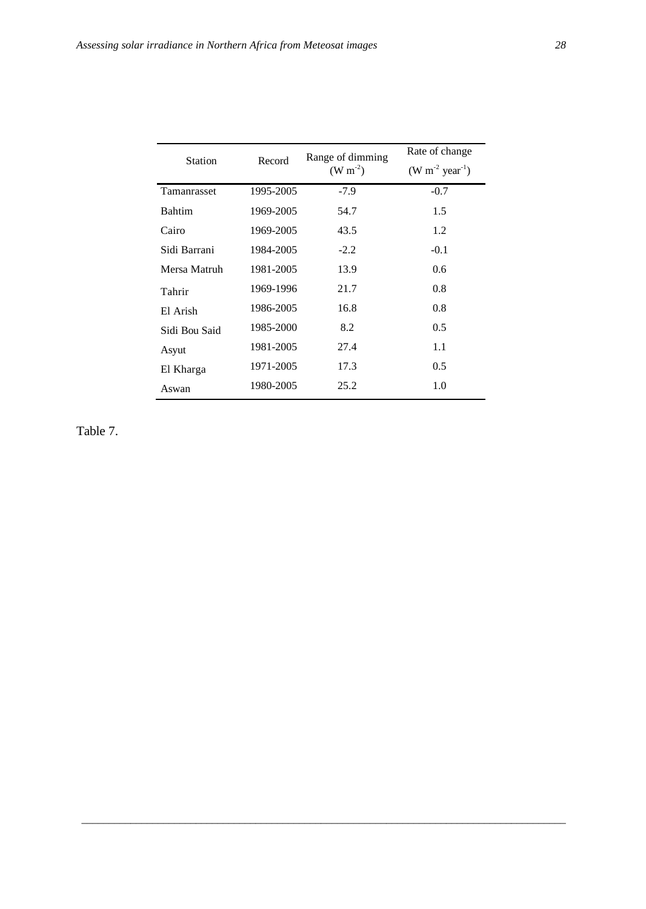| Station | Record | Range of dimming ($W\ m^{-2}$) | Rate of change ($W\ m^{-2}\ year^{-1}$) |
|---|---|---|---|
| Tamanrasset | 1995-2005 | -7.9 | -0.7 |
| Bahtim | 1969-2005 | 54.7 | 1.5 |
| Cairo | 1969-2005 | 43.5 | 1.2 |
| Sidi Barrani | 1984-2005 | -2.2 | -0.1 |
| Mersa Matruh | 1981-2005 | 13.9 | 0.6 |
| Tahrir | 1969-1996 | 21.7 | 0.8 |
| El Arish | 1986-2005 | 16.8 | 0.8 |
| Sidi Bou Said | 1985-2000 | 8.2 | 0.5 |
| Asyut | 1981-2005 | 27.4 | 1.1 |
| El Kharga | 1971-2005 | 17.3 | 0.5 |
| Aswan | 1980-2005 | 25.2 | 1.0 |

Table 7.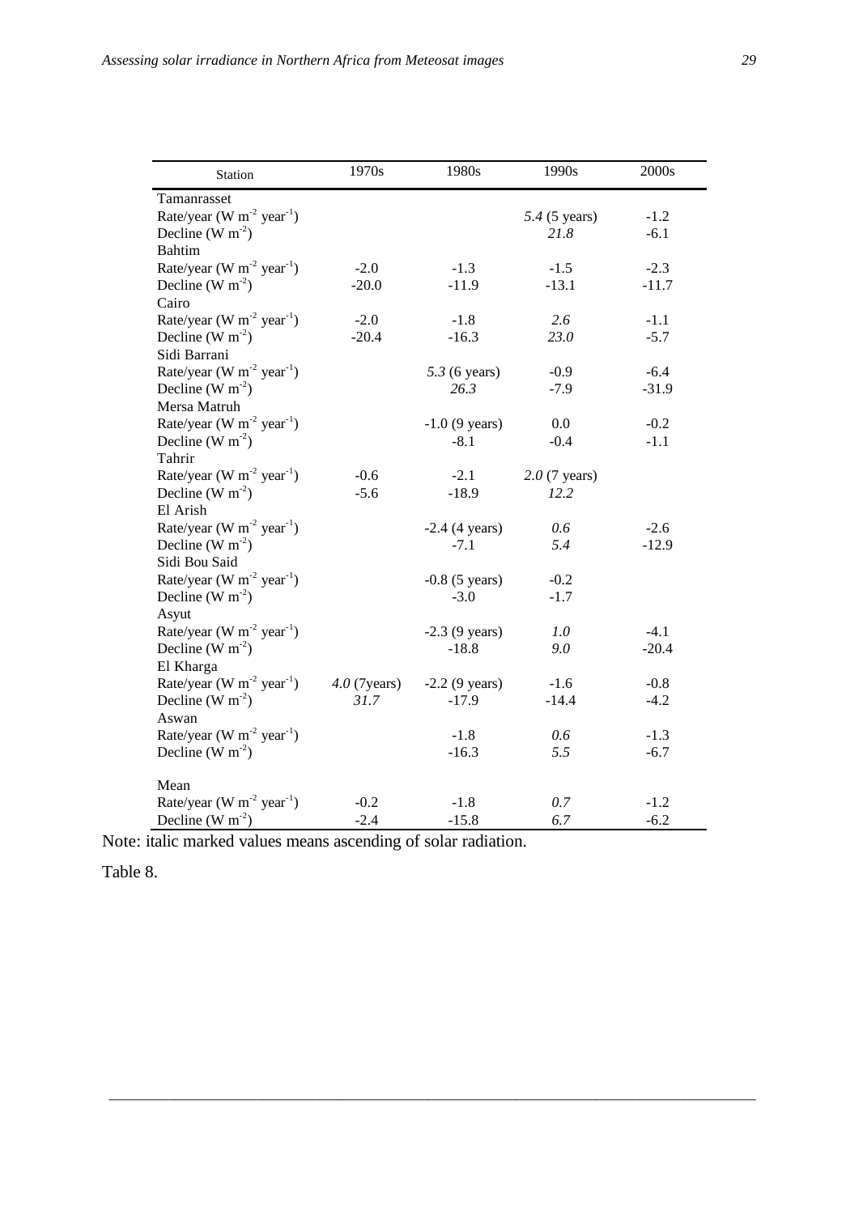| Station | 1970s | 1980s | 1990s | 2000s |
|---|---|---|---|---|
| Tamanrasset | | | | |
| Rate/year (W $m^{-2}$ $year^{-1}$) | | | *5.4* (5 years) | -1.2 |
| Decline (W $m^{-2}$) | | | *21.8* | -6.1 |
| Bahtim | | | | |
| Rate/year (W $m^{-2}$ $year^{-1}$) | -2.0 | -1.3 | -1.5 | -2.3 |
| Decline (W $m^{-2}$) | -20.0 | -11.9 | -13.1 | -11.7 |
| Cairo | | | | |
| Rate/year (W $m^{-2}$ $year^{-1}$) | -2.0 | -1.8 | *2.6* | -1.1 |
| Decline (W $m^{-2}$) | -20.4 | -16.3 | *23.0* | -5.7 |
| Sidi Barrani | | | | |
| Rate/year (W $m^{-2}$ $year^{-1}$) | | *5.3* (6 years) | -0.9 | -6.4 |
| Decline (W $m^{-2}$) | | *26.3* | -7.9 | -31.9 |
| Mersa Matruh | | | | |
| Rate/year (W $m^{-2}$ $year^{-1}$) | | -1.0 (9 years) | 0.0 | -0.2 |
| Decline (W $m^{-2}$) | | -8.1 | -0.4 | -1.1 |
| Tahrir | | | | |
| Rate/year (W $m^{-2}$ $year^{-1}$) | -0.6 | -2.1 | *2.0* (7 years) | |
| Decline (W $m^{-2}$) | -5.6 | -18.9 | *12.2* | |
| El Arish | | | | |
| Rate/year (W $m^{-2}$ $year^{-1}$) | | -2.4 (4 years) | *0.6* | -2.6 |
| Decline (W $m^{-2}$) | | -7.1 | *5.4* | -12.9 |
| Sidi Bou Said | | | | |
| Rate/year (W $m^{-2}$ $year^{-1}$) | | -0.8 (5 years) | -0.2 | |
| Decline (W $m^{-2}$) | | -3.0 | -1.7 | |
| Asyut | | | | |
| Rate/year (W $m^{-2}$ $year^{-1}$) | | -2.3 (9 years) | *1.0* | -4.1 |
| Decline (W $m^{-2}$) | | -18.8 | *9.0* | -20.4 |
| El Kharga | | | | |
| Rate/year (W $m^{-2}$ $year^{-1}$) | *4.0* (7years) | -2.2 (9 years) | -1.6 | -0.8 |
| Decline (W $m^{-2}$) | *31.7* | -17.9 | -14.4 | -4.2 |
| Aswan | | | | |
| Rate/year (W $m^{-2}$ $year^{-1}$) | | -1.8 | *0.6* | -1.3 |
| Decline (W $m^{-2}$) | | -16.3 | *5.5* | -6.7 |
| Mean | | | | |
| Rate/year (W $m^{-2}$ $year^{-1}$) | -0.2 | -1.8 | *0.7* | -1.2 |
| Decline (W $m^{-2}$) | -2.4 | -15.8 | *6.7* | -6.2 |

Note: italic marked values means ascending of solar radiation.

Table 8.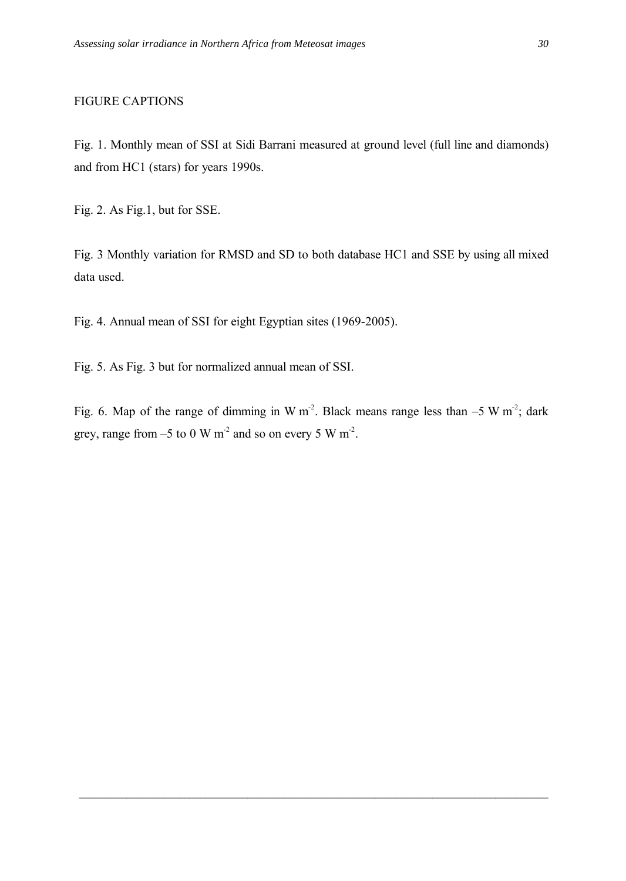FIGURE CAPTIONS

Fig. 1. Monthly mean of SSI at Sidi Barrani measured at ground level (full line and diamonds) and from HC1 (stars) for years 1990s.

Fig. 2. As Fig.1, but for SSE.

Fig. 3 Monthly variation for RMSD and SD to both database HC1 and SSE by using all mixed data used.

Fig. 4. Annual mean of SSI for eight Egyptian sites (1969-2005).

Fig. 5. As Fig. 3 but for normalized annual mean of SSI.

Fig. 6. Map of the range of dimming in W $m^{-2}$. Black means range less than –5 W $m^{-2}$; dark grey, range from –5 to 0 W $m^{-2}$ and so on every 5 W $m^{-2}$.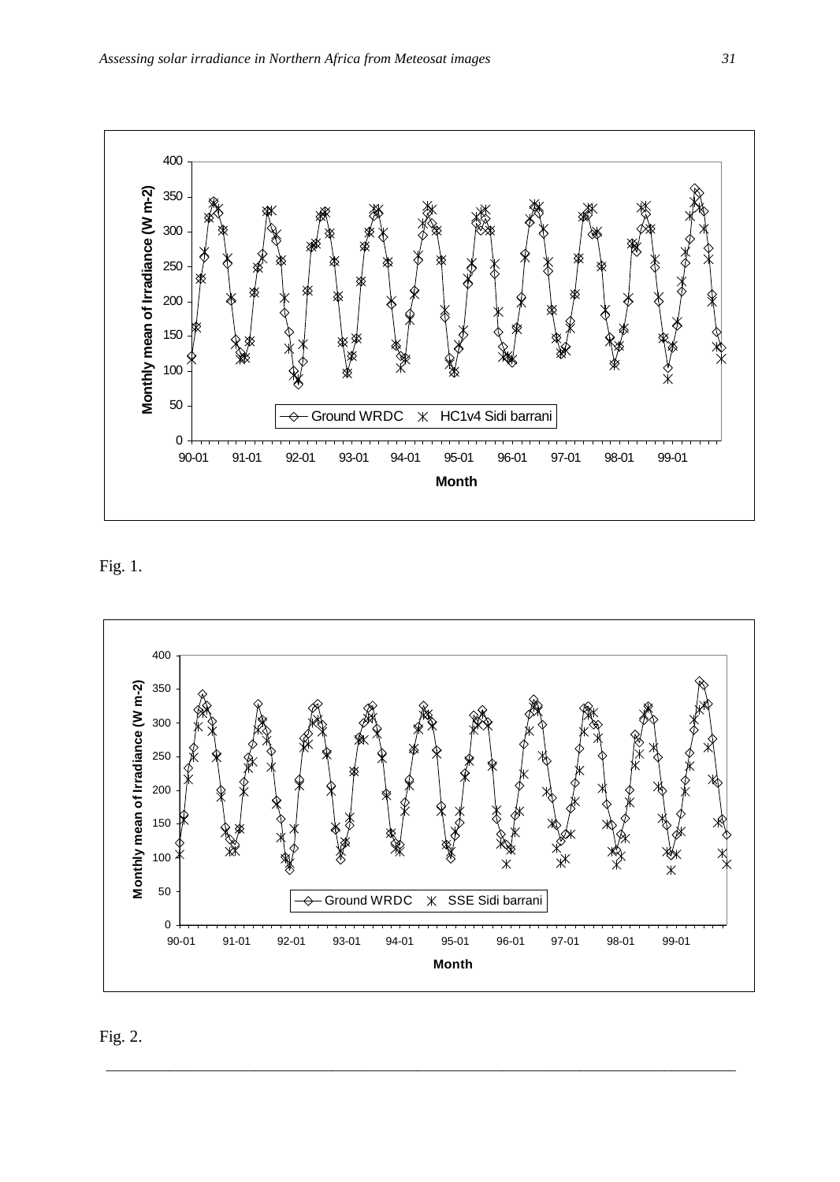Fig. 1.

Fig. 2.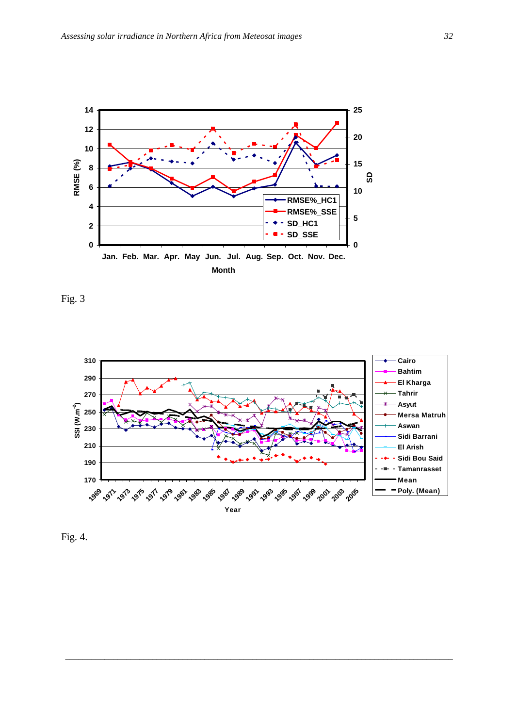Fig. 3

Fig. 4.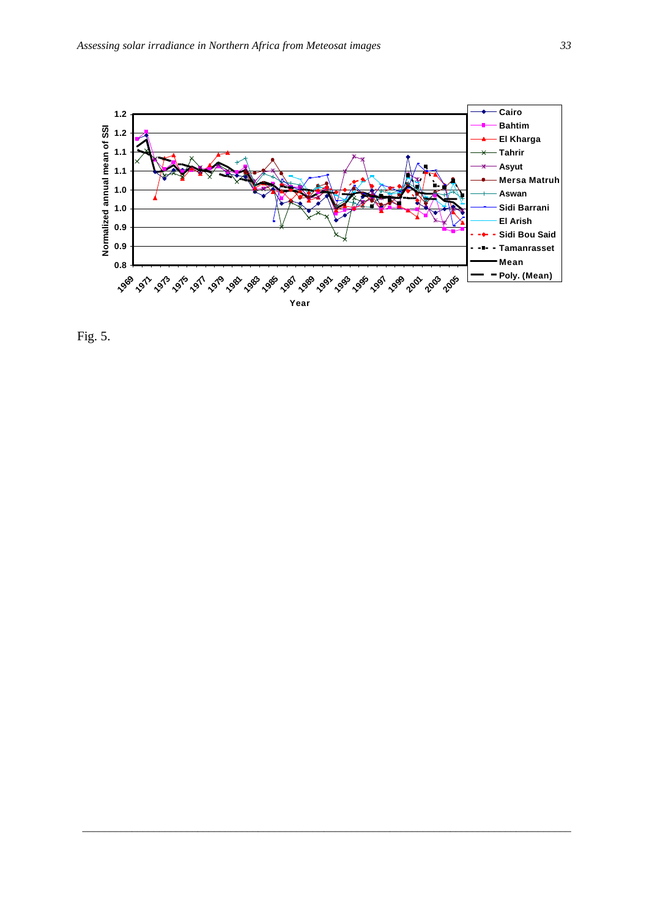Fig. 5.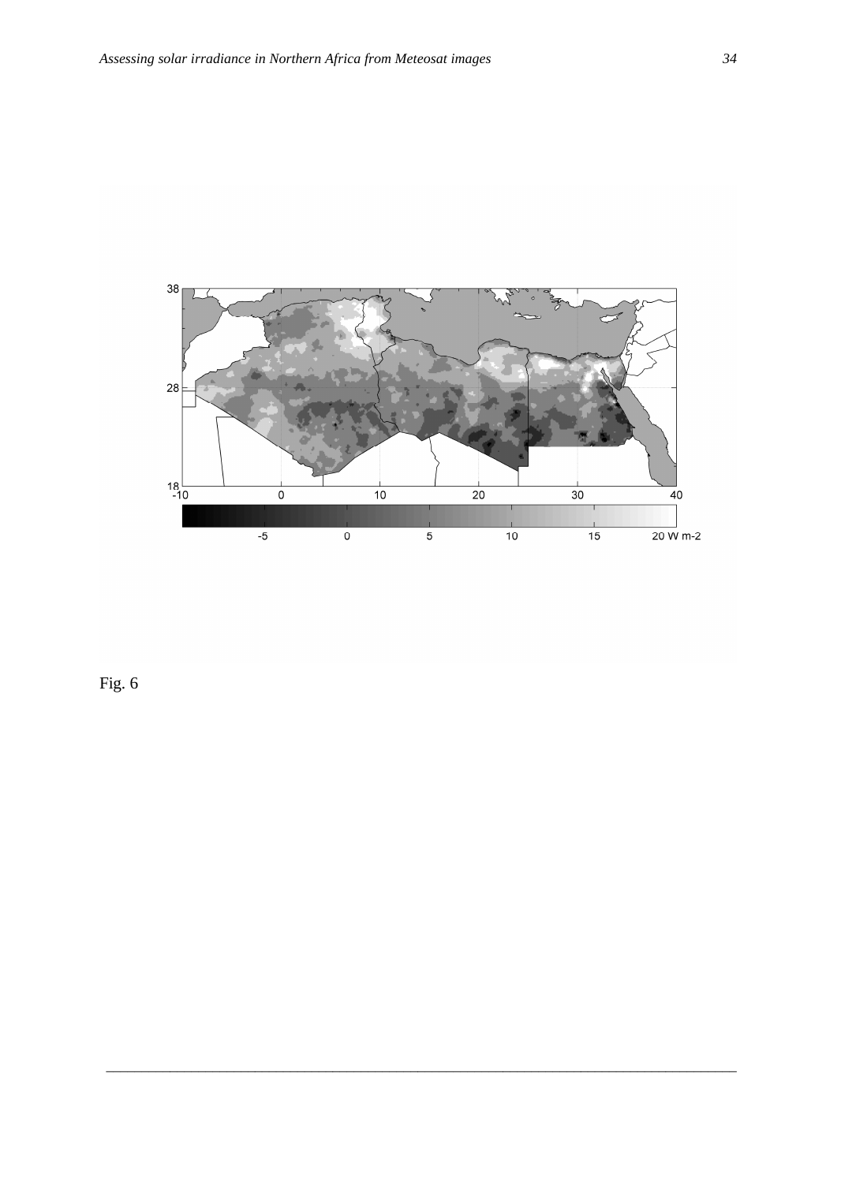38

28

18

-10

0

10

20

30

40

-5

0

5

10

15

20 W m-2

Fig. 6